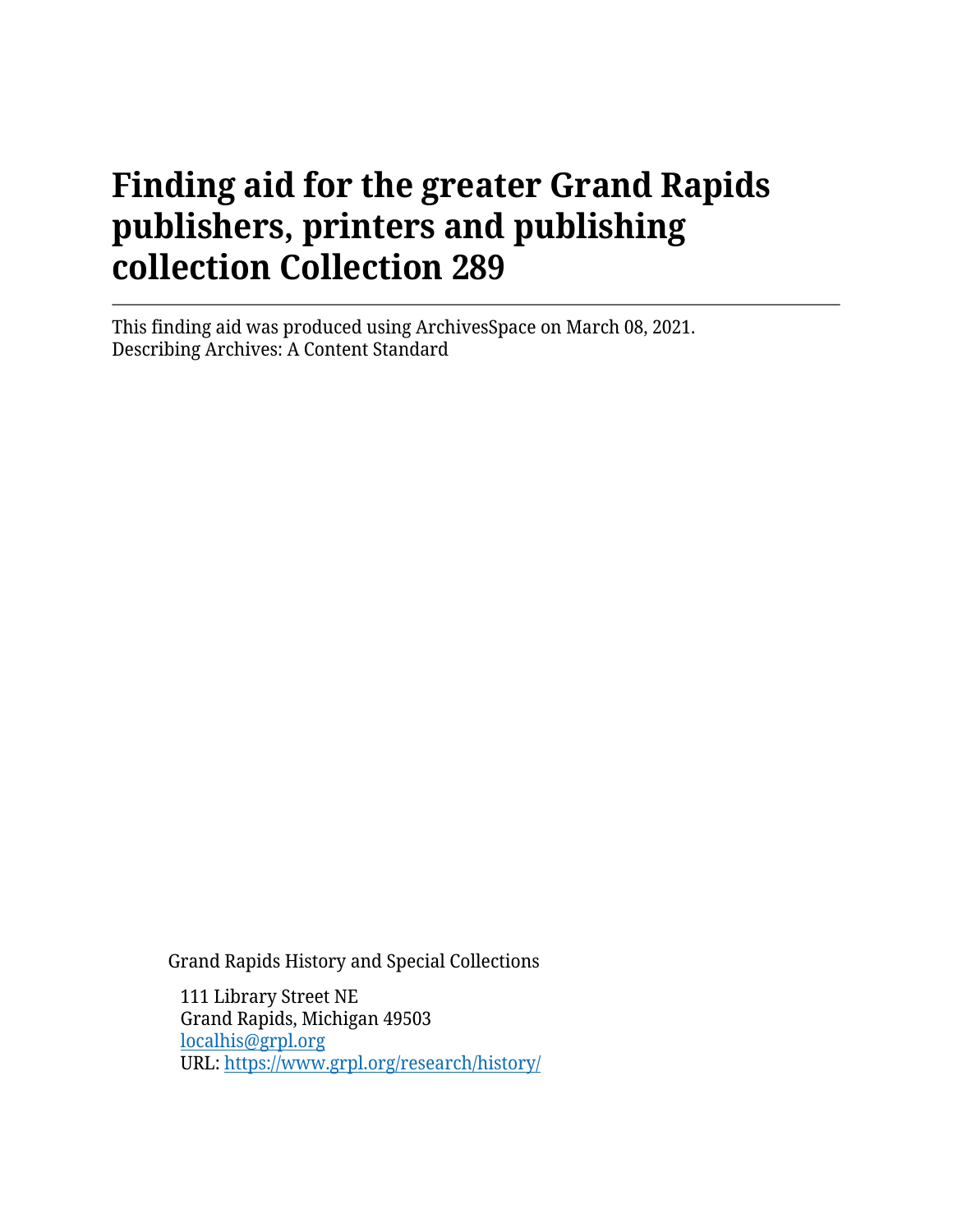# Finding aid for the greater Grand Rapids publishers, printers and publishing collection Collection 289

---

This finding aid was produced using ArchivesSpace on March 08, 2021.
Describing Archives: A Content Standard

Grand Rapids History and Special Collections

111 Library Street NE
Grand Rapids, Michigan 49503
localhis@grpl.org
URL: https://www.grpl.org/research/history/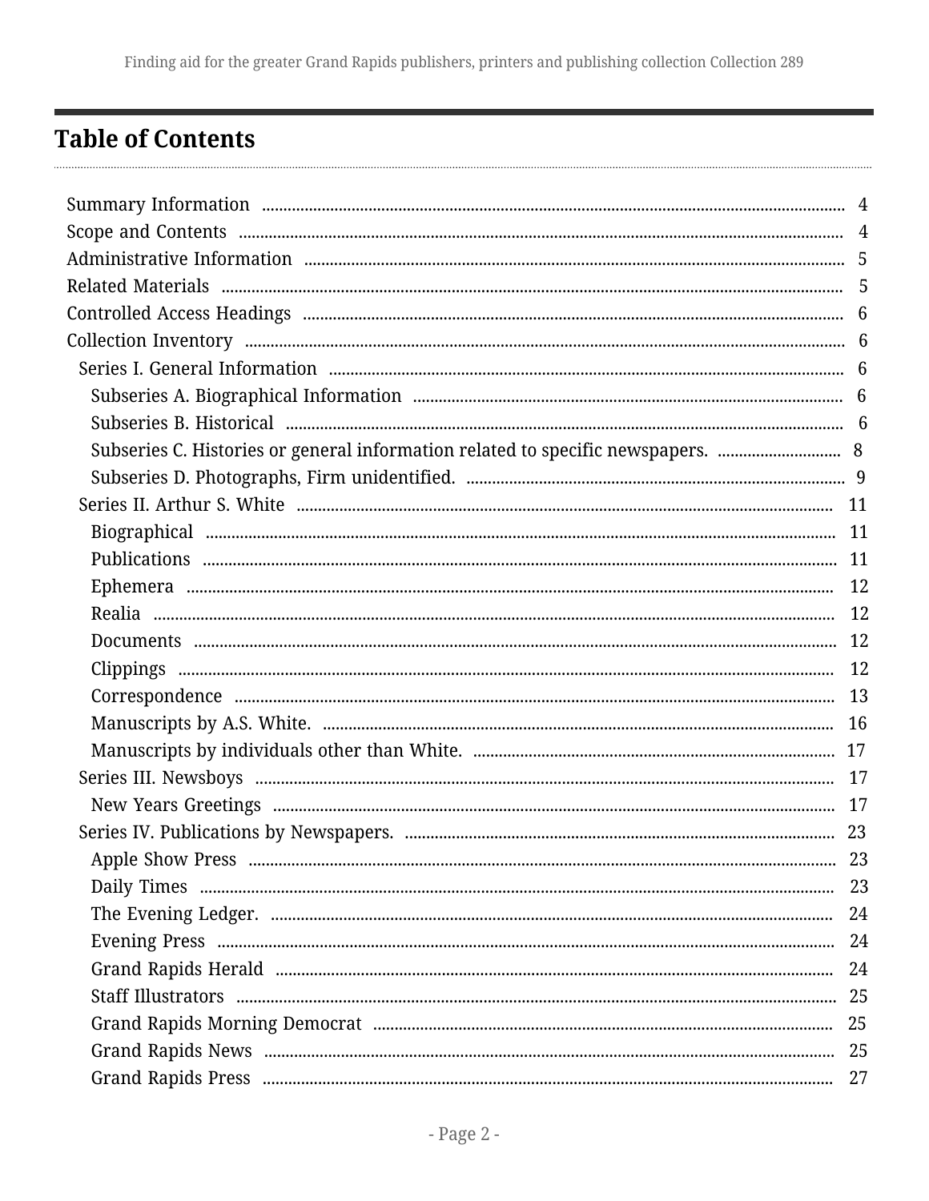# Table of Contents

- Summary Information ........ 4
- Scope and Contents ........ 4
- Administrative Information ........ 5
- Related Materials ........ 5
- Controlled Access Headings ........ 6
- Collection Inventory ........ 6
  - Series I. General Information ........ 6
    - Subseries A. Biographical Information ........ 6
    - Subseries B. Historical ........ 6
    - Subseries C. Histories or general information related to specific newspapers. ........ 8
    - Subseries D. Photographs, Firm unidentified. ........ 9
  - Series II. Arthur S. White ........ 11
    - Biographical ........ 11
    - Publications ........ 11
    - Ephemera ........ 12
    - Realia ........ 12
    - Documents ........ 12
    - Clippings ........ 12
    - Correspondence ........ 13
    - Manuscripts by A.S. White. ........ 16
    - Manuscripts by individuals other than White. ........ 17
  - Series III. Newsboys ........ 17
    - New Years Greetings ........ 17
  - Series IV. Publications by Newspapers. ........ 23
    - Apple Show Press ........ 23
    - Daily Times ........ 23
    - The Evening Ledger. ........ 24
    - Evening Press ........ 24
    - Grand Rapids Herald ........ 24
    - Staff Illustrators ........ 25
    - Grand Rapids Morning Democrat ........ 25
    - Grand Rapids News ........ 25
    - Grand Rapids Press ........ 27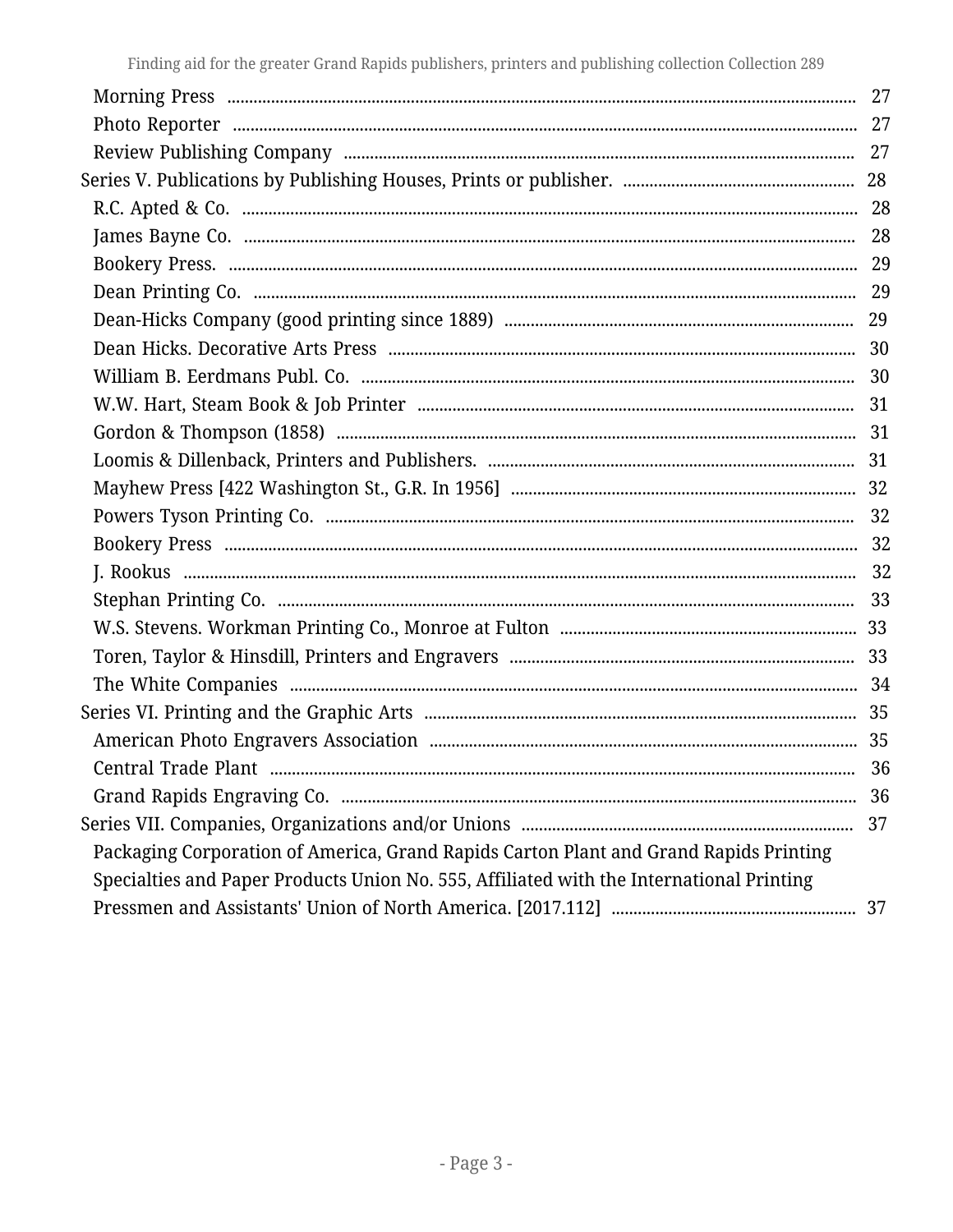- Morning Press ........ 27
- Photo Reporter ........ 27
- Review Publishing Company ........ 27

Series V. Publications by Publishing Houses, Prints or publisher. ........ 28

- R.C. Apted & Co. ........ 28
- James Bayne Co. ........ 28
- Bookery Press. ........ 29
- Dean Printing Co. ........ 29
- Dean-Hicks Company (good printing since 1889) ........ 29
- Dean Hicks. Decorative Arts Press ........ 30
- William B. Eerdmans Publ. Co. ........ 30
- W.W. Hart, Steam Book & Job Printer ........ 31
- Gordon & Thompson (1858) ........ 31
- Loomis & Dillenback, Printers and Publishers. ........ 31
- Mayhew Press [422 Washington St., G.R. In 1956] ........ 32
- Powers Tyson Printing Co. ........ 32
- Bookery Press ........ 32
- J. Rookus ........ 32
- Stephan Printing Co. ........ 33
- W.S. Stevens. Workman Printing Co., Monroe at Fulton ........ 33
- Toren, Taylor & Hinsdill, Printers and Engravers ........ 33
- The White Companies ........ 34

Series VI. Printing and the Graphic Arts ........ 35

- American Photo Engravers Association ........ 35
- Central Trade Plant ........ 36
- Grand Rapids Engraving Co. ........ 36

Series VII. Companies, Organizations and/or Unions ........ 37

- Packaging Corporation of America, Grand Rapids Carton Plant and Grand Rapids Printing Specialties and Paper Products Union No. 555, Affiliated with the International Printing Pressmen and Assistants' Union of North America. [2017.112] ........ 37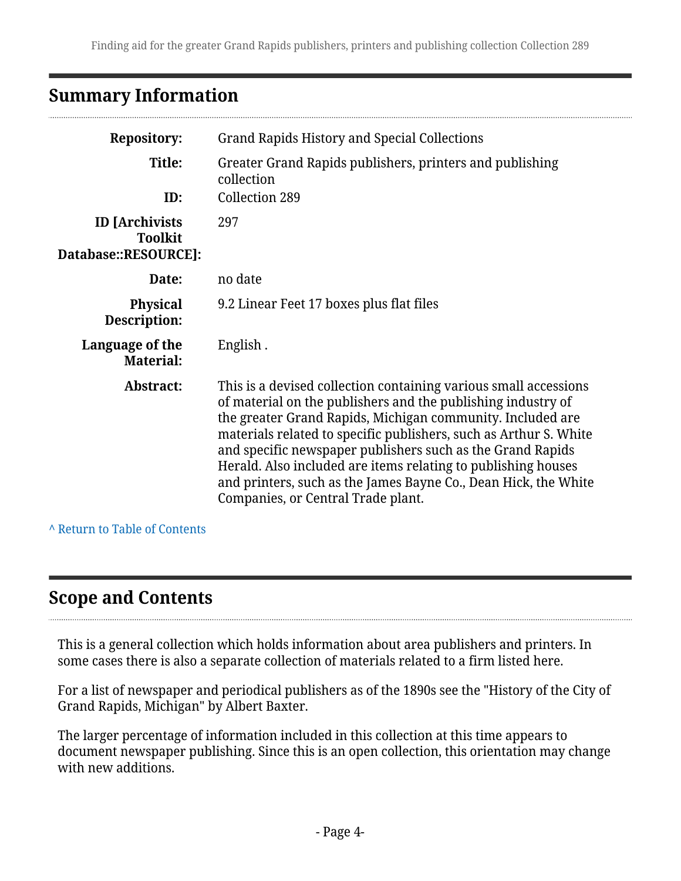## Summary Information

| | |
|---|---|
| **Repository:** | Grand Rapids History and Special Collections |
| **Title:** | Greater Grand Rapids publishers, printers and publishing collection |
| **ID:** | Collection 289 |
| **ID [Archivists Toolkit Database::RESOURCE]:** | 297 |
| **Date:** | no date |
| **Physical Description:** | 9.2 Linear Feet 17 boxes plus flat files |
| **Language of the Material:** | English . |
| **Abstract:** | This is a devised collection containing various small accessions of material on the publishers and the publishing industry of the greater Grand Rapids, Michigan community. Included are materials related to specific publishers, such as Arthur S. White and specific newspaper publishers such as the Grand Rapids Herald. Also included are items relating to publishing houses and printers, such as the James Bayne Co., Dean Hick, the White Companies, or Central Trade plant. |

^ Return to Table of Contents

## Scope and Contents

This is a general collection which holds information about area publishers and printers. In some cases there is also a separate collection of materials related to a firm listed here.

For a list of newspaper and periodical publishers as of the 1890s see the "History of the City of Grand Rapids, Michigan" by Albert Baxter.

The larger percentage of information included in this collection at this time appears to document newspaper publishing. Since this is an open collection, this orientation may change with new additions.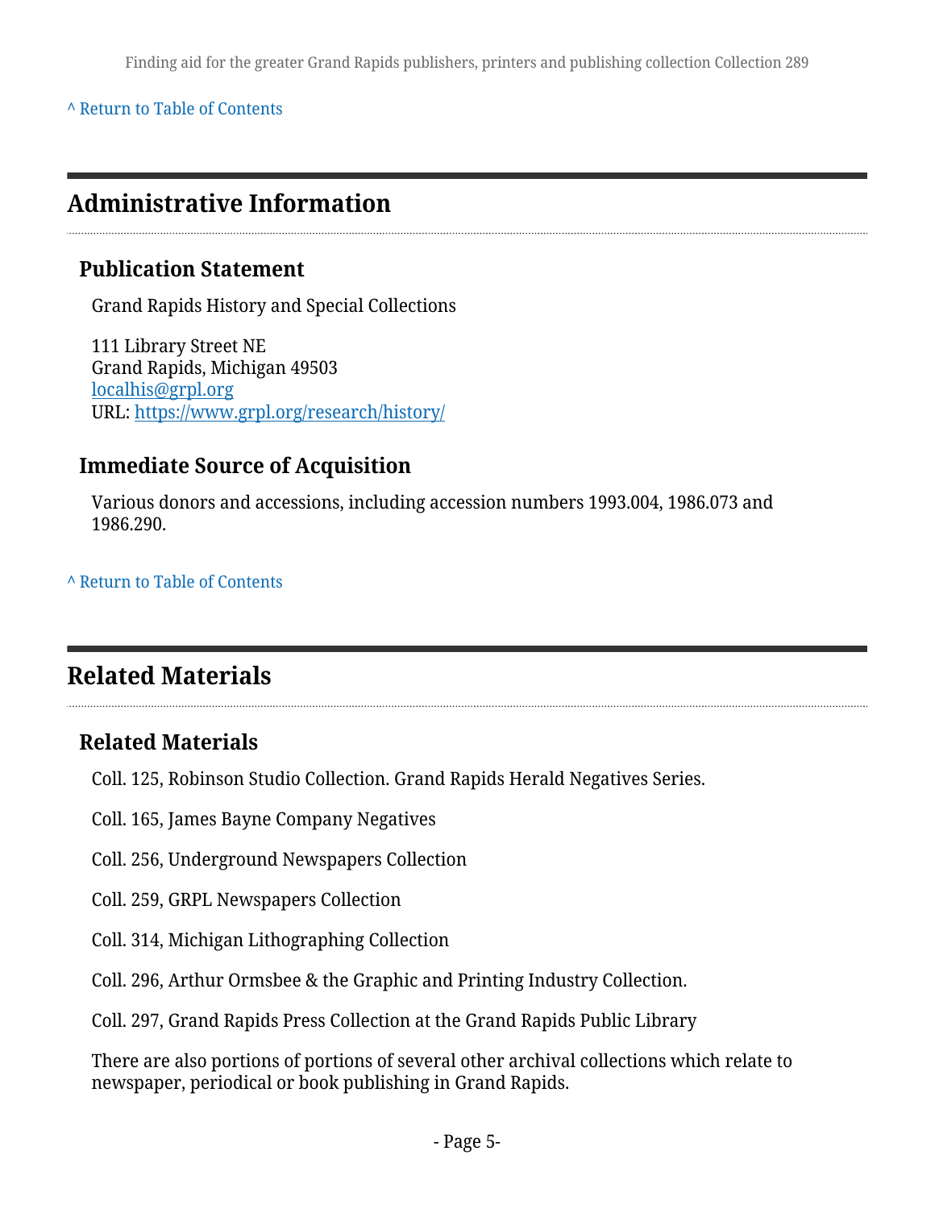^ Return to Table of Contents

## Administrative Information

### Publication Statement

Grand Rapids History and Special Collections

111 Library Street NE
Grand Rapids, Michigan 49503
localhis@grpl.org
URL: https://www.grpl.org/research/history/

### Immediate Source of Acquisition

Various donors and accessions, including accession numbers 1993.004, 1986.073 and 1986.290.

^ Return to Table of Contents

## Related Materials

### Related Materials

Coll. 125, Robinson Studio Collection. Grand Rapids Herald Negatives Series.

Coll. 165, James Bayne Company Negatives

Coll. 256, Underground Newspapers Collection

Coll. 259, GRPL Newspapers Collection

Coll. 314, Michigan Lithographing Collection

Coll. 296, Arthur Ormsbee & the Graphic and Printing Industry Collection.

Coll. 297, Grand Rapids Press Collection at the Grand Rapids Public Library

There are also portions of portions of several other archival collections which relate to newspaper, periodical or book publishing in Grand Rapids.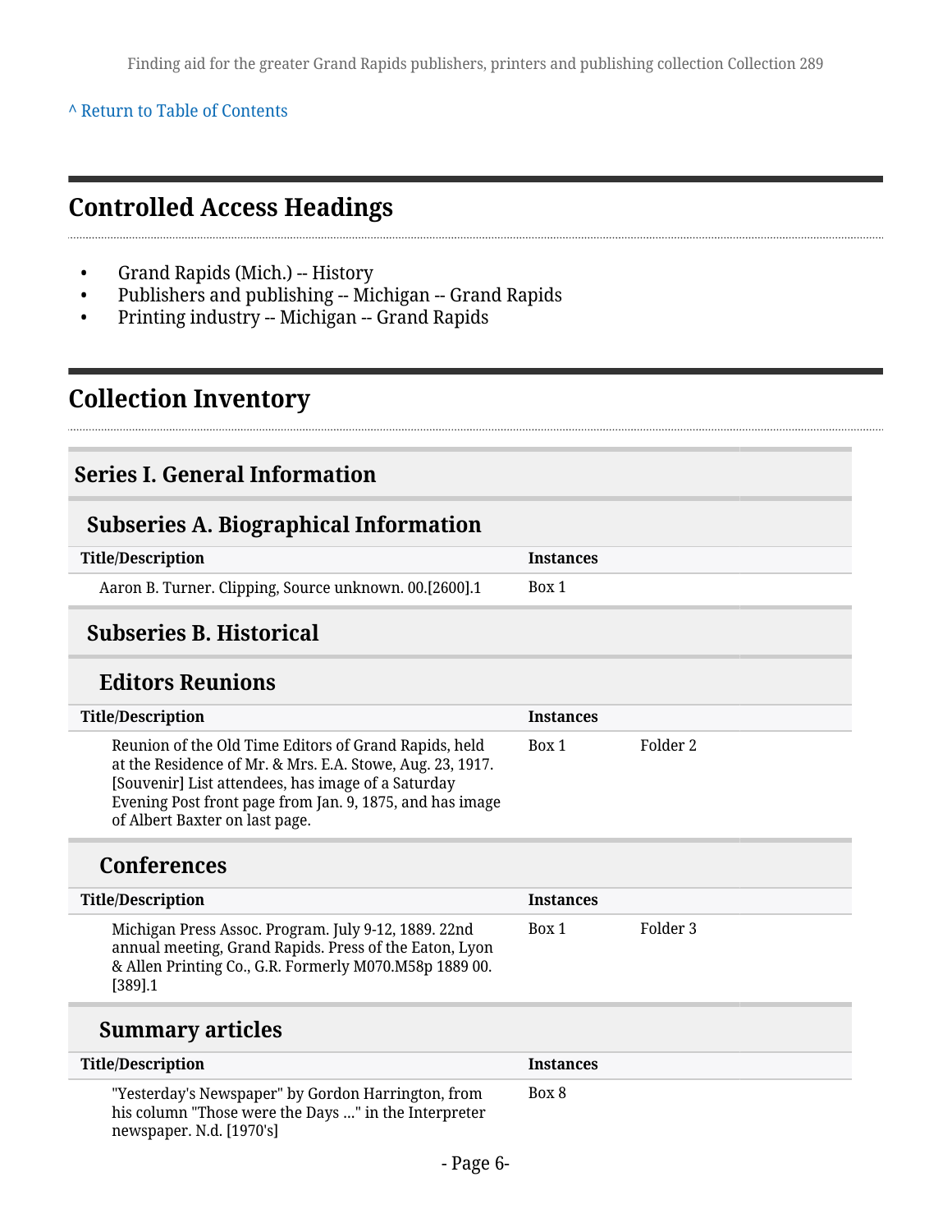[^ Return to Table of Contents](#)

## Controlled Access Headings

- Grand Rapids (Mich.) -- History
- Publishers and publishing -- Michigan -- Grand Rapids
- Printing industry -- Michigan -- Grand Rapids

## Collection Inventory

### Series I. General Information

#### Subseries A. Biographical Information

| Title/Description | Instances | |
|---|---|---|
| Aaron B. Turner. Clipping, Source unknown. 00.[2600].1 | Box 1 | |

#### Subseries B. Historical

##### Editors Reunions

| Title/Description | Instances | |
|---|---|---|
| Reunion of the Old Time Editors of Grand Rapids, held at the Residence of Mr. & Mrs. E.A. Stowe, Aug. 23, 1917. [Souvenir] List attendees, has image of a Saturday Evening Post front page from Jan. 9, 1875, and has image of Albert Baxter on last page. | Box 1 | Folder 2 |

##### Conferences

| Title/Description | Instances | |
|---|---|---|
| Michigan Press Assoc. Program. July 9-12, 1889. 22nd annual meeting, Grand Rapids. Press of the Eaton, Lyon & Allen Printing Co., G.R. Formerly M070.M58p 1889 00.[389].1 | Box 1 | Folder 3 |

##### Summary articles

| Title/Description | Instances | |
|---|---|---|
| "Yesterday's Newspaper" by Gordon Harrington, from his column "Those were the Days ..." in the Interpreter newspaper. N.d. [1970's] | Box 8 | |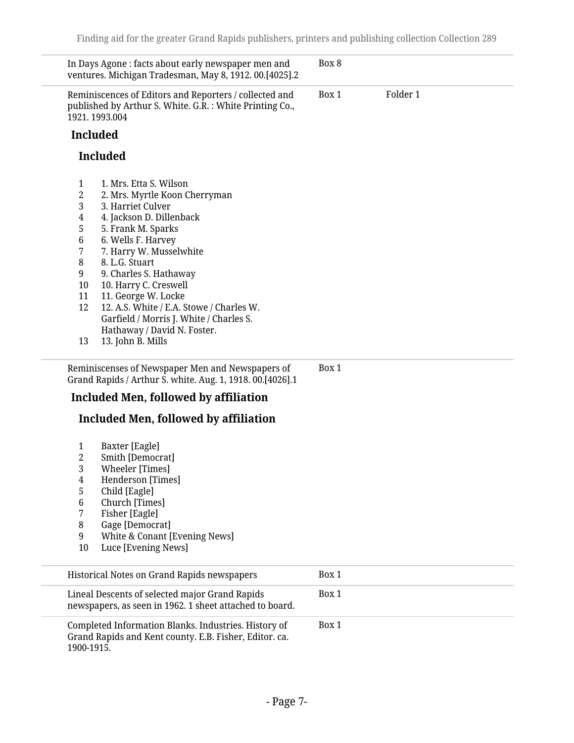| | | |
|---|---|---|
| In Days Agone : facts about early newspaper men and ventures. Michigan Tradesman, May 8, 1912. 00.[4025].2 | Box 8 | |
| Reminiscences of Editors and Reporters / collected and published by Arthur S. White. G.R. : White Printing Co., 1921. 1993.004 | Box 1 | Folder 1 |

**Included**

**Included**

1. 1. Mrs. Etta S. Wilson
2. 2. Mrs. Myrtle Koon Cherryman
3. 3. Harriet Culver
4. 4. Jackson D. Dillenback
5. 5. Frank M. Sparks
6. 6. Wells F. Harvey
7. 7. Harry W. Musselwhite
8. 8. L.G. Stuart
9. 9. Charles S. Hathaway
10. 10. Harry C. Creswell
11. 11. George W. Locke
12. 12. A.S. White / E.A. Stowe / Charles W. Garfield / Morris J. White / Charles S. Hathaway / David N. Foster.
13. 13. John B. Mills

| | | |
|---|---|---|
| Reminiscenses of Newspaper Men and Newspapers of Grand Rapids / Arthur S. white. Aug. 1, 1918. 00.[4026].1 | Box 1 | |

**Included Men, followed by affiliation**

**Included Men, followed by affiliation**

1. Baxter [Eagle]
2. Smith [Democrat]
3. Wheeler [Times]
4. Henderson [Times]
5. Child [Eagle]
6. Church [Times]
7. Fisher [Eagle]
8. Gage [Democrat]
9. White & Conant [Evening News]
10. Luce [Evening News]

| | | |
|---|---|---|
| Historical Notes on Grand Rapids newspapers | Box 1 | |
| Lineal Descents of selected major Grand Rapids newspapers, as seen in 1962. 1 sheet attached to board. | Box 1 | |
| Completed Information Blanks. Industries. History of Grand Rapids and Kent county. E.B. Fisher, Editor. ca. 1900-1915. | Box 1 | |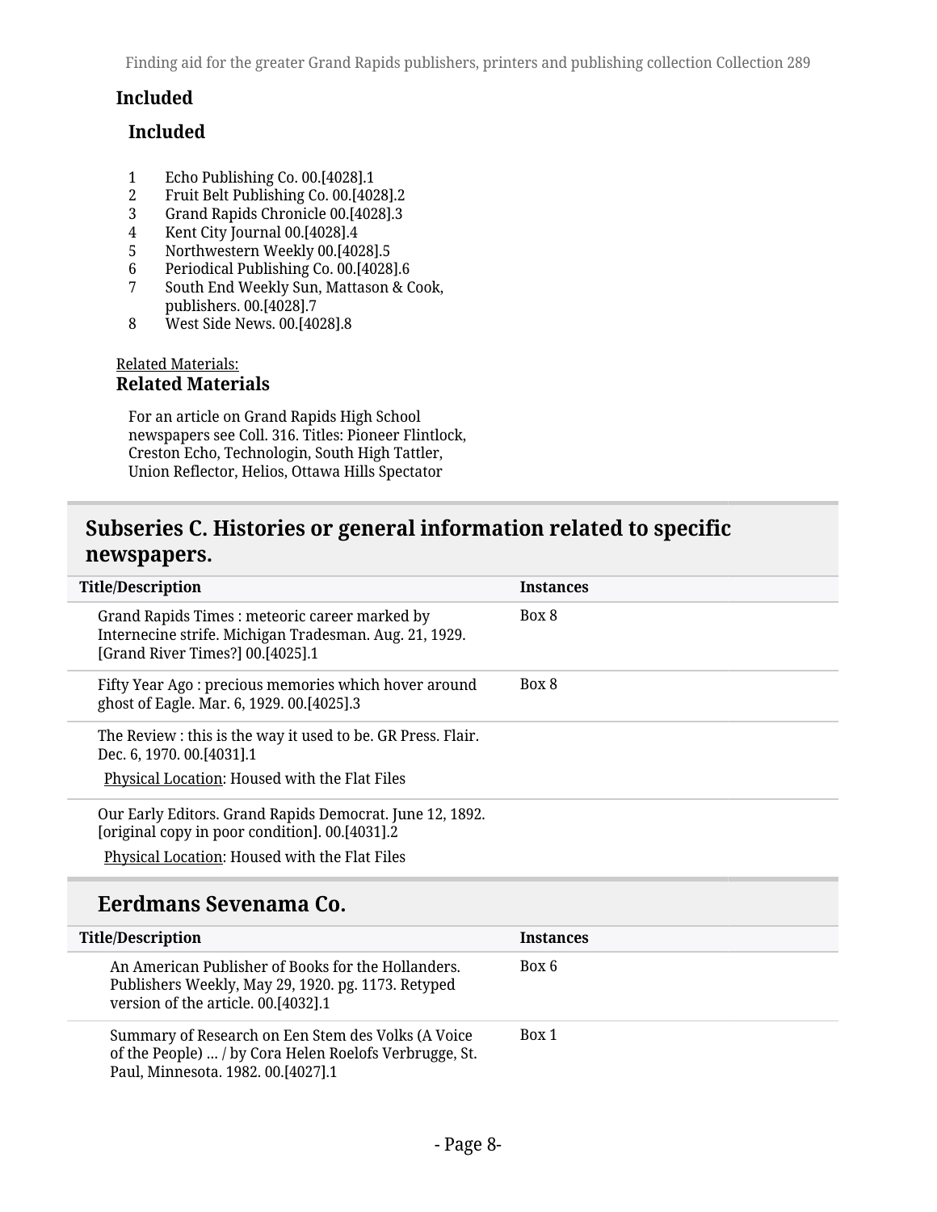**Included**

**Included**

1 Echo Publishing Co. 00.[4028].1
2 Fruit Belt Publishing Co. 00.[4028].2
3 Grand Rapids Chronicle 00.[4028].3
4 Kent City Journal 00.[4028].4
5 Northwestern Weekly 00.[4028].5
6 Periodical Publishing Co. 00.[4028].6
7 South End Weekly Sun, Mattason & Cook, publishers. 00.[4028].7
8 West Side News. 00.[4028].8

Related Materials:

**Related Materials**

For an article on Grand Rapids High School newspapers see Coll. 316. Titles: Pioneer Flintlock, Creston Echo, Technologin, South High Tattler, Union Reflector, Helios, Ottawa Hills Spectator

## Subseries C. Histories or general information related to specific newspapers.

| Title/Description | Instances |
|---|---|
| Grand Rapids Times : meteoric career marked by Internecine strife. Michigan Tradesman. Aug. 21, 1929. [Grand River Times?] 00.[4025].1 | Box 8 |
| Fifty Year Ago : precious memories which hover around ghost of Eagle. Mar. 6, 1929. 00.[4025].3 | Box 8 |
| The Review : this is the way it used to be. GR Press. Flair. Dec. 6, 1970. 00.[4031].1<br>Physical Location: Housed with the Flat Files | |
| Our Early Editors. Grand Rapids Democrat. June 12, 1892. [original copy in poor condition]. 00.[4031].2<br>Physical Location: Housed with the Flat Files | |

### Eerdmans Sevenama Co.

| Title/Description | Instances |
|---|---|
| An American Publisher of Books for the Hollanders. Publishers Weekly, May 29, 1920. pg. 1173. Retyped version of the article. 00.[4032].1 | Box 6 |
| Summary of Research on Een Stem des Volks (A Voice of the People) ... / by Cora Helen Roelofs Verbrugge, St. Paul, Minnesota. 1982. 00.[4027].1 | Box 1 |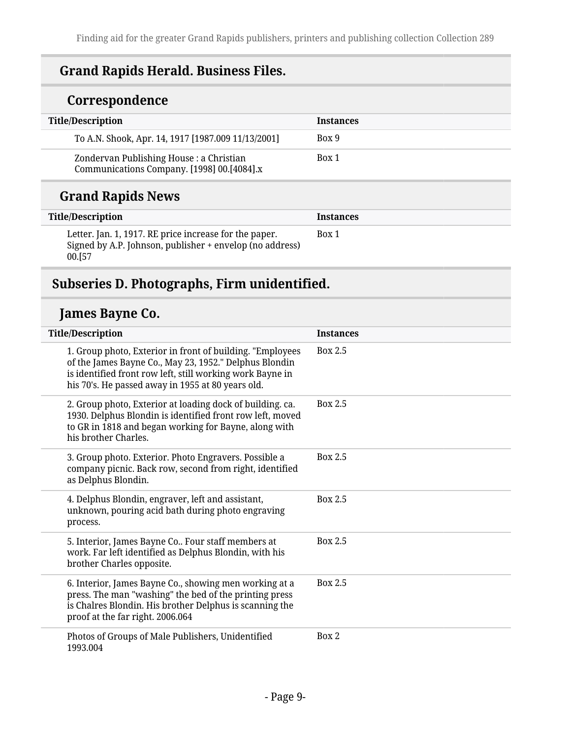## Grand Rapids Herald. Business Files.

### Correspondence

| Title/Description | Instances |
| --- | --- |
| To A.N. Shook, Apr. 14, 1917 [1987.009 11/13/2001] | Box 9 |
| Zondervan Publishing House : a Christian Communications Company. [1998] 00.[4084].x | Box 1 |

## Grand Rapids News

| Title/Description | Instances |
| --- | --- |
| Letter. Jan. 1, 1917. RE price increase for the paper. Signed by A.P. Johnson, publisher + envelop (no address) 00.[57 | Box 1 |

## Subseries D. Photographs, Firm unidentified.

### James Bayne Co.

| Title/Description | Instances |
| --- | --- |
| 1. Group photo, Exterior in front of building. "Employees of the James Bayne Co., May 23, 1952." Delphus Blondin is identified front row left, still working work Bayne in his 70's. He passed away in 1955 at 80 years old. | Box 2.5 |
| 2. Group photo, Exterior at loading dock of building. ca. 1930. Delphus Blondin is identified front row left, moved to GR in 1818 and began working for Bayne, along with his brother Charles. | Box 2.5 |
| 3. Group photo. Exterior. Photo Engravers. Possible a company picnic. Back row, second from right, identified as Delphus Blondin. | Box 2.5 |
| 4. Delphus Blondin, engraver, left and assistant, unknown, pouring acid bath during photo engraving process. | Box 2.5 |
| 5. Interior, James Bayne Co.. Four staff members at work. Far left identified as Delphus Blondin, with his brother Charles opposite. | Box 2.5 |
| 6. Interior, James Bayne Co., showing men working at a press. The man "washing" the bed of the printing press is Chalres Blondin. His brother Delphus is scanning the proof at the far right. 2006.064 | Box 2.5 |
| Photos of Groups of Male Publishers, Unidentified 1993.004 | Box 2 |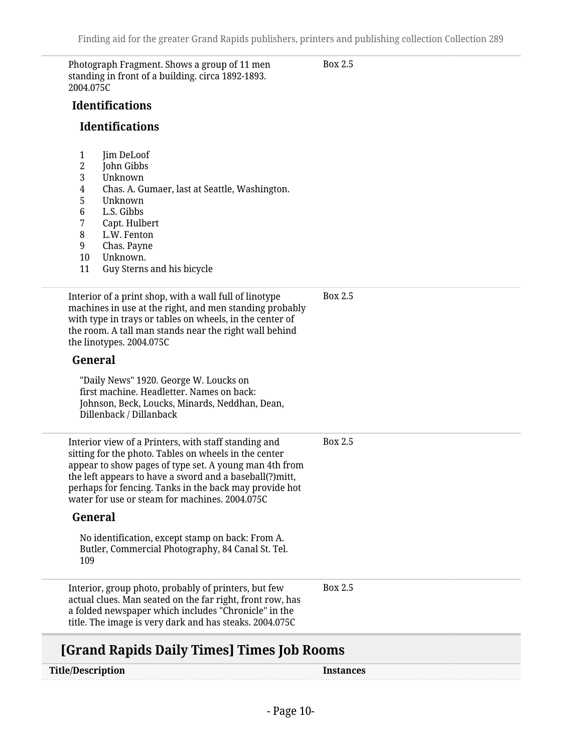Photograph Fragment. Shows a group of 11 men standing in front of a building. circa 1892-1893. 2004.075C — Box 2.5

### Identifications

#### Identifications

1. Jim DeLoof
2. John Gibbs
3. Unknown
4. Chas. A. Gumaer, last at Seattle, Washington.
5. Unknown
6. L.S. Gibbs
7. Capt. Hulbert
8. L.W. Fenton
9. Chas. Payne
10. Unknown.
11. Guy Sterns and his bicycle

---

Interior of a print shop, with a wall full of linotype machines in use at the right, and men standing probably with type in trays or tables on wheels, in the center of the room. A tall man stands near the right wall behind the linotypes. 2004.075C — Box 2.5

### General

"Daily News" 1920. George W. Loucks on first machine. Headletter. Names on back: Johnson, Beck, Loucks, Minards, Neddhan, Dean, Dillenback / Dillanback

---

Interior view of a Printers, with staff standing and sitting for the photo. Tables on wheels in the center appear to show pages of type set. A young man 4th from the left appears to have a sword and a baseball(?)mitt, perhaps for fencing. Tanks in the back may provide hot water for use or steam for machines. 2004.075C — Box 2.5

### General

No identification, except stamp on back: From A. Butler, Commercial Photography, 84 Canal St. Tel. 109

---

Interior, group photo, probably of printers, but few actual clues. Man seated on the far right, front row, has a folded newspaper which includes "Chronicle" in the title. The image is very dark and has steaks. 2004.075C — Box 2.5

## [Grand Rapids Daily Times] Times Job Rooms

| Title/Description | Instances |
| --- | --- |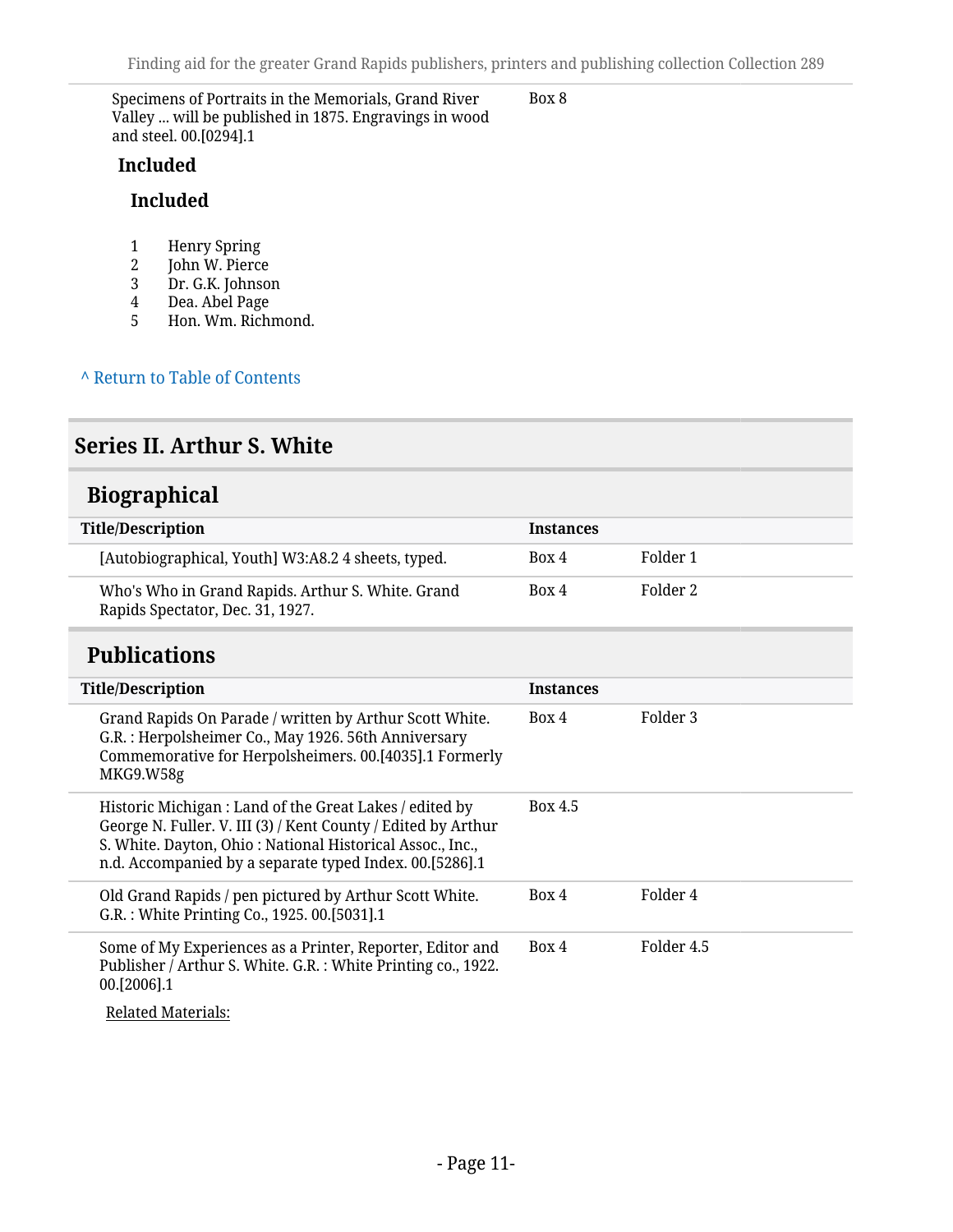| | |
|---|---|
| Specimens of Portraits in the Memorials, Grand River Valley ... will be published in 1875. Engravings in wood and steel. 00.[0294].1 | Box 8 |

**Included**

**Included**

1 Henry Spring
2 John W. Pierce
3 Dr. G.K. Johnson
4 Dea. Abel Page
5 Hon. Wm. Richmond.

^ Return to Table of Contents

## Series II. Arthur S. White

### Biographical

| Title/Description | Instances | |
|---|---|---|
| [Autobiographical, Youth] W3:A8.2 4 sheets, typed. | Box 4 | Folder 1 |
| Who's Who in Grand Rapids. Arthur S. White. Grand Rapids Spectator, Dec. 31, 1927. | Box 4 | Folder 2 |

### Publications

| Title/Description | Instances | |
|---|---|---|
| Grand Rapids On Parade / written by Arthur Scott White. G.R. : Herpolsheimer Co., May 1926. 56th Anniversary Commemorative for Herpolsheimers. 00.[4035].1 Formerly MKG9.W58g | Box 4 | Folder 3 |
| Historic Michigan : Land of the Great Lakes / edited by George N. Fuller. V. III (3) / Kent County / Edited by Arthur S. White. Dayton, Ohio : National Historical Assoc., Inc., n.d. Accompanied by a separate typed Index. 00.[5286].1 | Box 4.5 | |
| Old Grand Rapids / pen pictured by Arthur Scott White. G.R. : White Printing Co., 1925. 00.[5031].1 | Box 4 | Folder 4 |
| Some of My Experiences as a Printer, Reporter, Editor and Publisher / Arthur S. White. G.R. : White Printing co., 1922. 00.[2006].1 | Box 4 | Folder 4.5 |

Related Materials: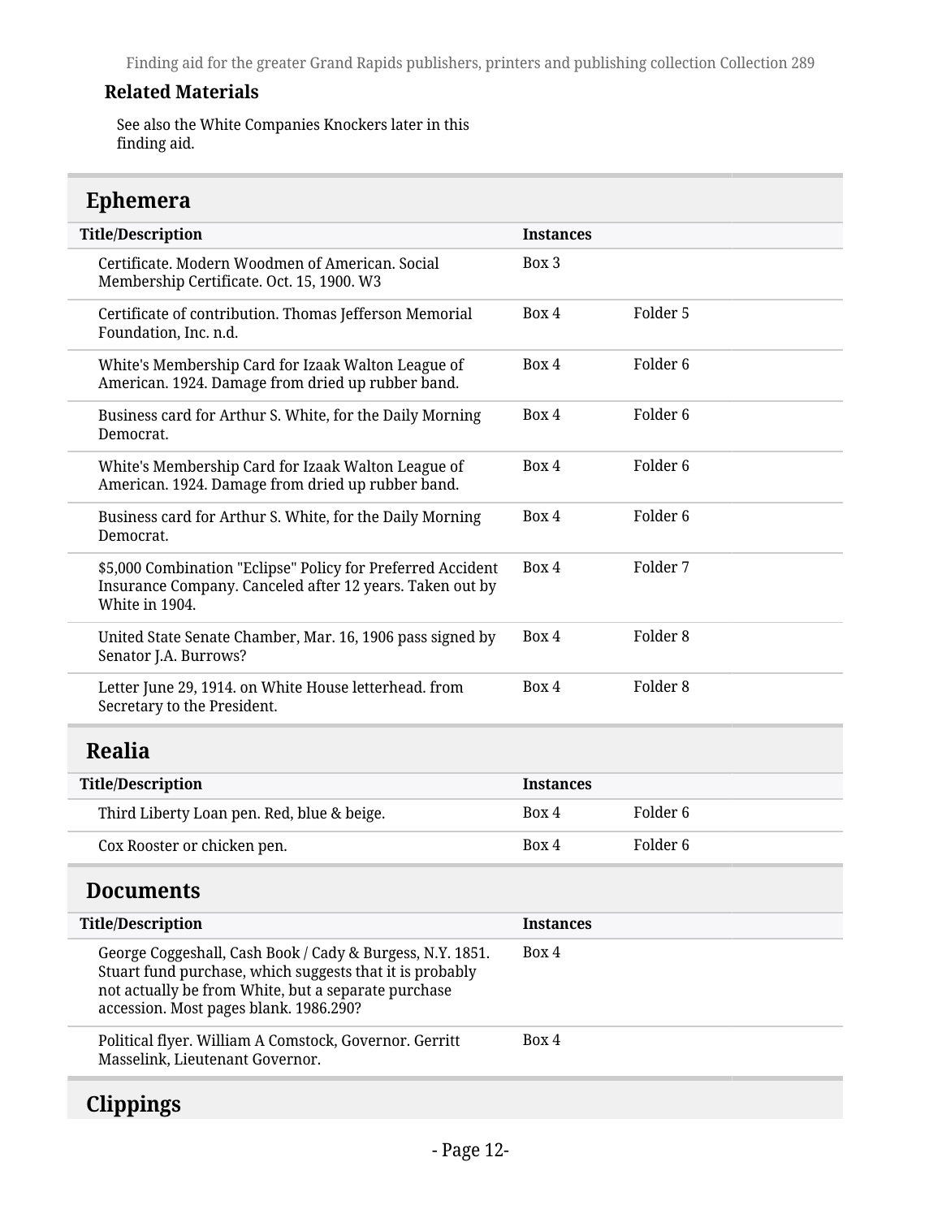#### Related Materials

See also the White Companies Knockers later in this finding aid.

## Ephemera

| Title/Description | Instances | |
|---|---|---|
| Certificate. Modern Woodmen of American. Social Membership Certificate. Oct. 15, 1900. W3 | Box 3 | |
| Certificate of contribution. Thomas Jefferson Memorial Foundation, Inc. n.d. | Box 4 | Folder 5 |
| White's Membership Card for Izaak Walton League of American. 1924. Damage from dried up rubber band. | Box 4 | Folder 6 |
| Business card for Arthur S. White, for the Daily Morning Democrat. | Box 4 | Folder 6 |
| White's Membership Card for Izaak Walton League of American. 1924. Damage from dried up rubber band. | Box 4 | Folder 6 |
| Business card for Arthur S. White, for the Daily Morning Democrat. | Box 4 | Folder 6 |
| $5,000 Combination "Eclipse" Policy for Preferred Accident Insurance Company. Canceled after 12 years. Taken out by White in 1904. | Box 4 | Folder 7 |
| United State Senate Chamber, Mar. 16, 1906 pass signed by Senator J.A. Burrows? | Box 4 | Folder 8 |
| Letter June 29, 1914. on White House letterhead. from Secretary to the President. | Box 4 | Folder 8 |

## Realia

| Title/Description | Instances | |
|---|---|---|
| Third Liberty Loan pen. Red, blue & beige. | Box 4 | Folder 6 |
| Cox Rooster or chicken pen. | Box 4 | Folder 6 |

## Documents

| Title/Description | Instances |
|---|---|
| George Coggeshall, Cash Book / Cady & Burgess, N.Y. 1851. Stuart fund purchase, which suggests that it is probably not actually be from White, but a separate purchase accession. Most pages blank. 1986.290? | Box 4 |
| Political flyer. William A Comstock, Governor. Gerritt Masselink, Lieutenant Governor. | Box 4 |

## Clippings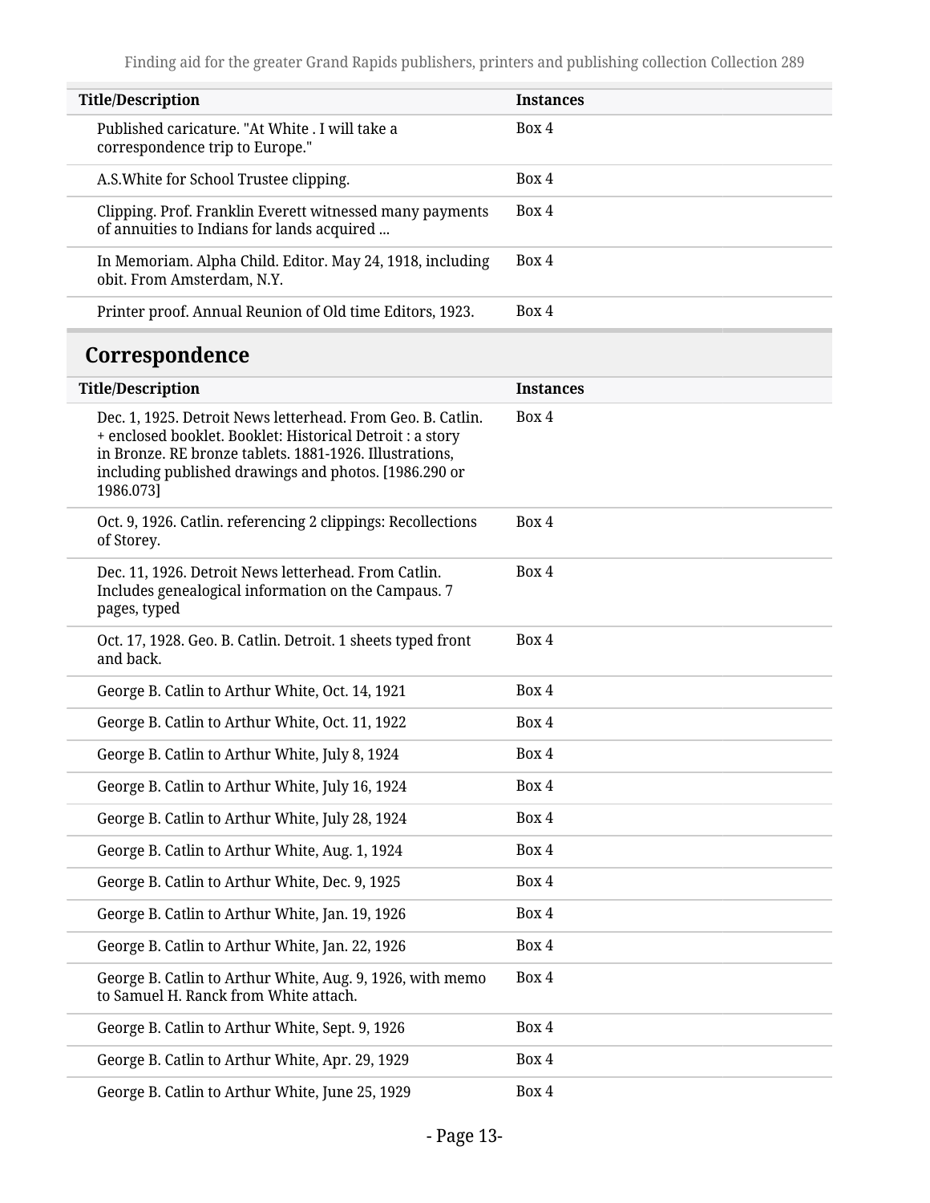| Title/Description | Instances |
| --- | --- |
| Published caricature. "At White . I will take a correspondence trip to Europe." | Box 4 |
| A.S.White for School Trustee clipping. | Box 4 |
| Clipping. Prof. Franklin Everett witnessed many payments of annuities to Indians for lands acquired ... | Box 4 |
| In Memoriam. Alpha Child. Editor. May 24, 1918, including obit. From Amsterdam, N.Y. | Box 4 |
| Printer proof. Annual Reunion of Old time Editors, 1923. | Box 4 |

## Correspondence

| Title/Description | Instances |
| --- | --- |
| Dec. 1, 1925. Detroit News letterhead. From Geo. B. Catlin. + enclosed booklet. Booklet: Historical Detroit : a story in Bronze. RE bronze tablets. 1881-1926. Illustrations, including published drawings and photos. [1986.290 or 1986.073] | Box 4 |
| Oct. 9, 1926. Catlin. referencing 2 clippings: Recollections of Storey. | Box 4 |
| Dec. 11, 1926. Detroit News letterhead. From Catlin. Includes genealogical information on the Campaus. 7 pages, typed | Box 4 |
| Oct. 17, 1928. Geo. B. Catlin. Detroit. 1 sheets typed front and back. | Box 4 |
| George B. Catlin to Arthur White, Oct. 14, 1921 | Box 4 |
| George B. Catlin to Arthur White, Oct. 11, 1922 | Box 4 |
| George B. Catlin to Arthur White, July 8, 1924 | Box 4 |
| George B. Catlin to Arthur White, July 16, 1924 | Box 4 |
| George B. Catlin to Arthur White, July 28, 1924 | Box 4 |
| George B. Catlin to Arthur White, Aug. 1, 1924 | Box 4 |
| George B. Catlin to Arthur White, Dec. 9, 1925 | Box 4 |
| George B. Catlin to Arthur White, Jan. 19, 1926 | Box 4 |
| George B. Catlin to Arthur White, Jan. 22, 1926 | Box 4 |
| George B. Catlin to Arthur White, Aug. 9, 1926, with memo to Samuel H. Ranck from White attach. | Box 4 |
| George B. Catlin to Arthur White, Sept. 9, 1926 | Box 4 |
| George B. Catlin to Arthur White, Apr. 29, 1929 | Box 4 |
| George B. Catlin to Arthur White, June 25, 1929 | Box 4 |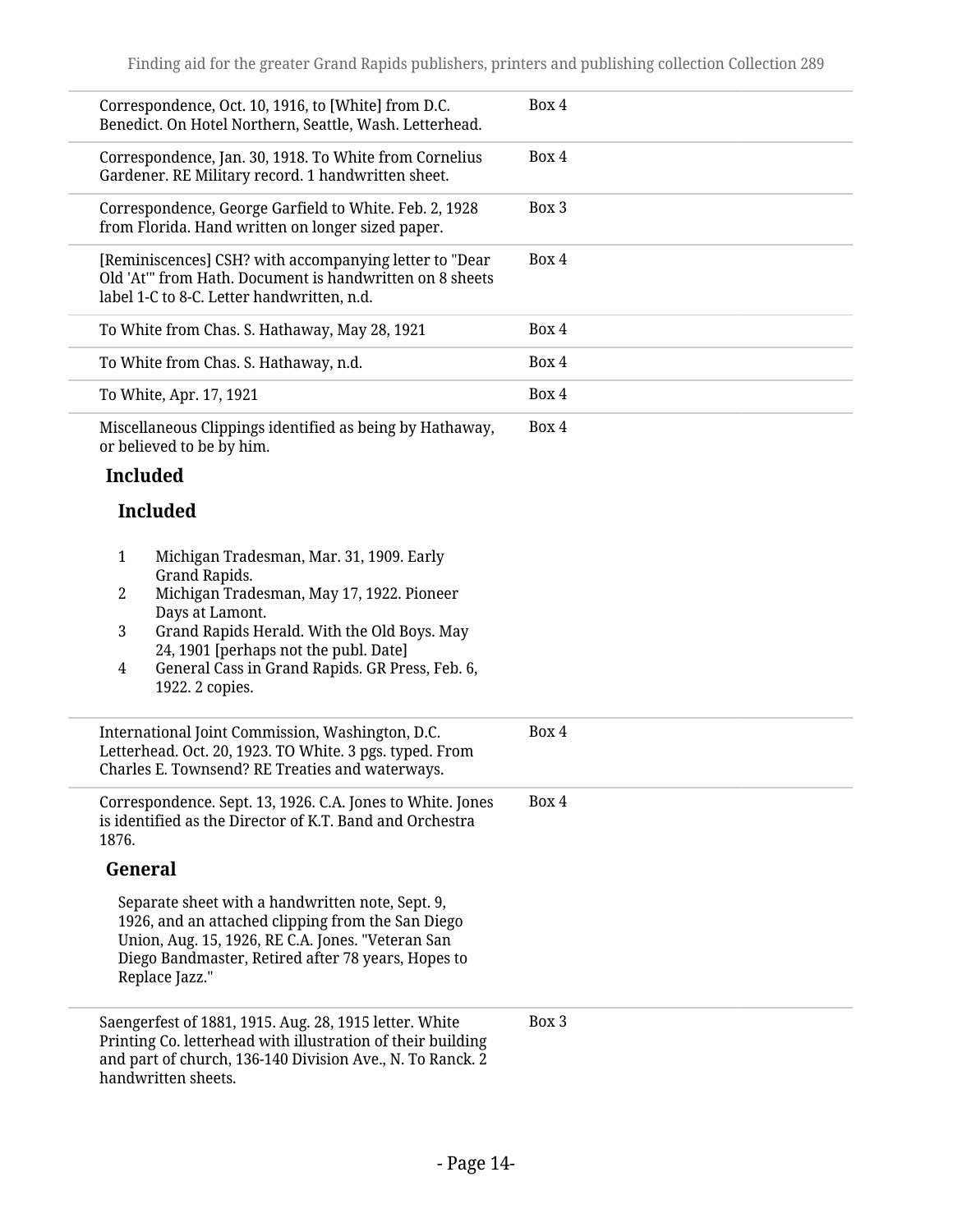| | |
|---|---|
| Correspondence, Oct. 10, 1916, to [White] from D.C. Benedict. On Hotel Northern, Seattle, Wash. Letterhead. | Box 4 |
| Correspondence, Jan. 30, 1918. To White from Cornelius Gardener. RE Military record. 1 handwritten sheet. | Box 4 |
| Correspondence, George Garfield to White. Feb. 2, 1928 from Florida. Hand written on longer sized paper. | Box 3 |
| [Reminiscences] CSH? with accompanying letter to "Dear Old 'At'" from Hath. Document is handwritten on 8 sheets label 1-C to 8-C. Letter handwritten, n.d. | Box 4 |
| To White from Chas. S. Hathaway, May 28, 1921 | Box 4 |
| To White from Chas. S. Hathaway, n.d. | Box 4 |
| To White, Apr. 17, 1921 | Box 4 |
| Miscellaneous Clippings identified as being by Hathaway, or believed to be by him. | Box 4 |

**Included**

**Included**

1. Michigan Tradesman, Mar. 31, 1909. Early Grand Rapids.
2. Michigan Tradesman, May 17, 1922. Pioneer Days at Lamont.
3. Grand Rapids Herald. With the Old Boys. May 24, 1901 [perhaps not the publ. Date]
4. General Cass in Grand Rapids. GR Press, Feb. 6, 1922. 2 copies.

| | |
|---|---|
| International Joint Commission, Washington, D.C. Letterhead. Oct. 20, 1923. TO White. 3 pgs. typed. From Charles E. Townsend? RE Treaties and waterways. | Box 4 |
| Correspondence. Sept. 13, 1926. C.A. Jones to White. Jones is identified as the Director of K.T. Band and Orchestra 1876. | Box 4 |

**General**

Separate sheet with a handwritten note, Sept. 9, 1926, and an attached clipping from the San Diego Union, Aug. 15, 1926, RE C.A. Jones. "Veteran San Diego Bandmaster, Retired after 78 years, Hopes to Replace Jazz."

| | |
|---|---|
| Saengerfest of 1881, 1915. Aug. 28, 1915 letter. White Printing Co. letterhead with illustration of their building and part of church, 136-140 Division Ave., N. To Ranck. 2 handwritten sheets. | Box 3 |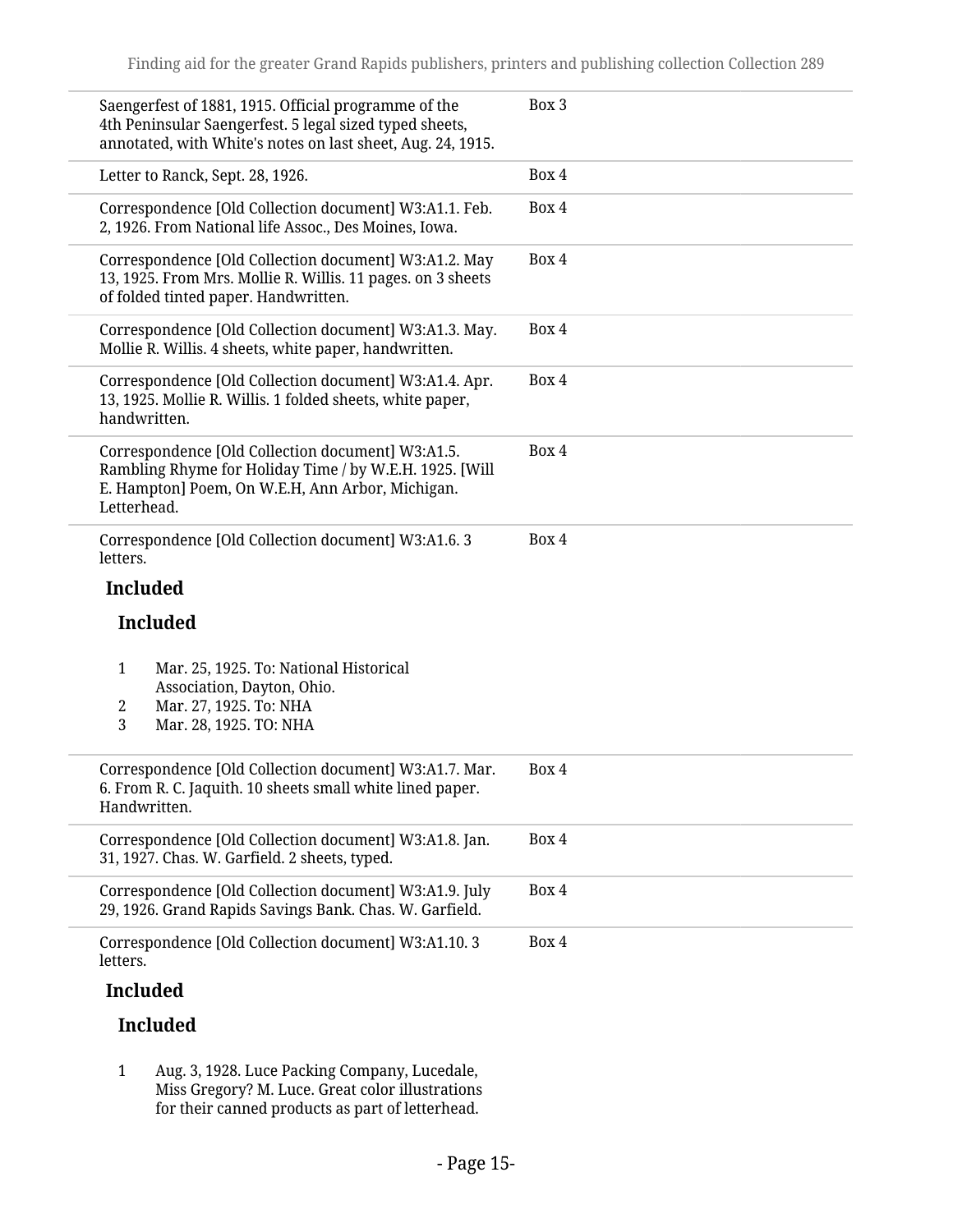| | |
|---|---|
| Saengerfest of 1881, 1915. Official programme of the 4th Peninsular Saengerfest. 5 legal sized typed sheets, annotated, with White's notes on last sheet, Aug. 24, 1915. | Box 3 |
| Letter to Ranck, Sept. 28, 1926. | Box 4 |
| Correspondence [Old Collection document] W3:A1.1. Feb. 2, 1926. From National life Assoc., Des Moines, Iowa. | Box 4 |
| Correspondence [Old Collection document] W3:A1.2. May 13, 1925. From Mrs. Mollie R. Willis. 11 pages. on 3 sheets of folded tinted paper. Handwritten. | Box 4 |
| Correspondence [Old Collection document] W3:A1.3. May. Mollie R. Willis. 4 sheets, white paper, handwritten. | Box 4 |
| Correspondence [Old Collection document] W3:A1.4. Apr. 13, 1925. Mollie R. Willis. 1 folded sheets, white paper, handwritten. | Box 4 |
| Correspondence [Old Collection document] W3:A1.5. Rambling Rhyme for Holiday Time / by W.E.H. 1925. [Will E. Hampton] Poem, On W.E.H, Ann Arbor, Michigan. Letterhead. | Box 4 |
| Correspondence [Old Collection document] W3:A1.6. 3 letters. | Box 4 |

**Included**

**Included**

1. Mar. 25, 1925. To: National Historical Association, Dayton, Ohio.
2. Mar. 27, 1925. To: NHA
3. Mar. 28, 1925. TO: NHA

| | |
|---|---|
| Correspondence [Old Collection document] W3:A1.7. Mar. 6. From R. C. Jaquith. 10 sheets small white lined paper. Handwritten. | Box 4 |
| Correspondence [Old Collection document] W3:A1.8. Jan. 31, 1927. Chas. W. Garfield. 2 sheets, typed. | Box 4 |
| Correspondence [Old Collection document] W3:A1.9. July 29, 1926. Grand Rapids Savings Bank. Chas. W. Garfield. | Box 4 |
| Correspondence [Old Collection document] W3:A1.10. 3 letters. | Box 4 |

**Included**

**Included**

1. Aug. 3, 1928. Luce Packing Company, Lucedale, Miss Gregory? M. Luce. Great color illustrations for their canned products as part of letterhead.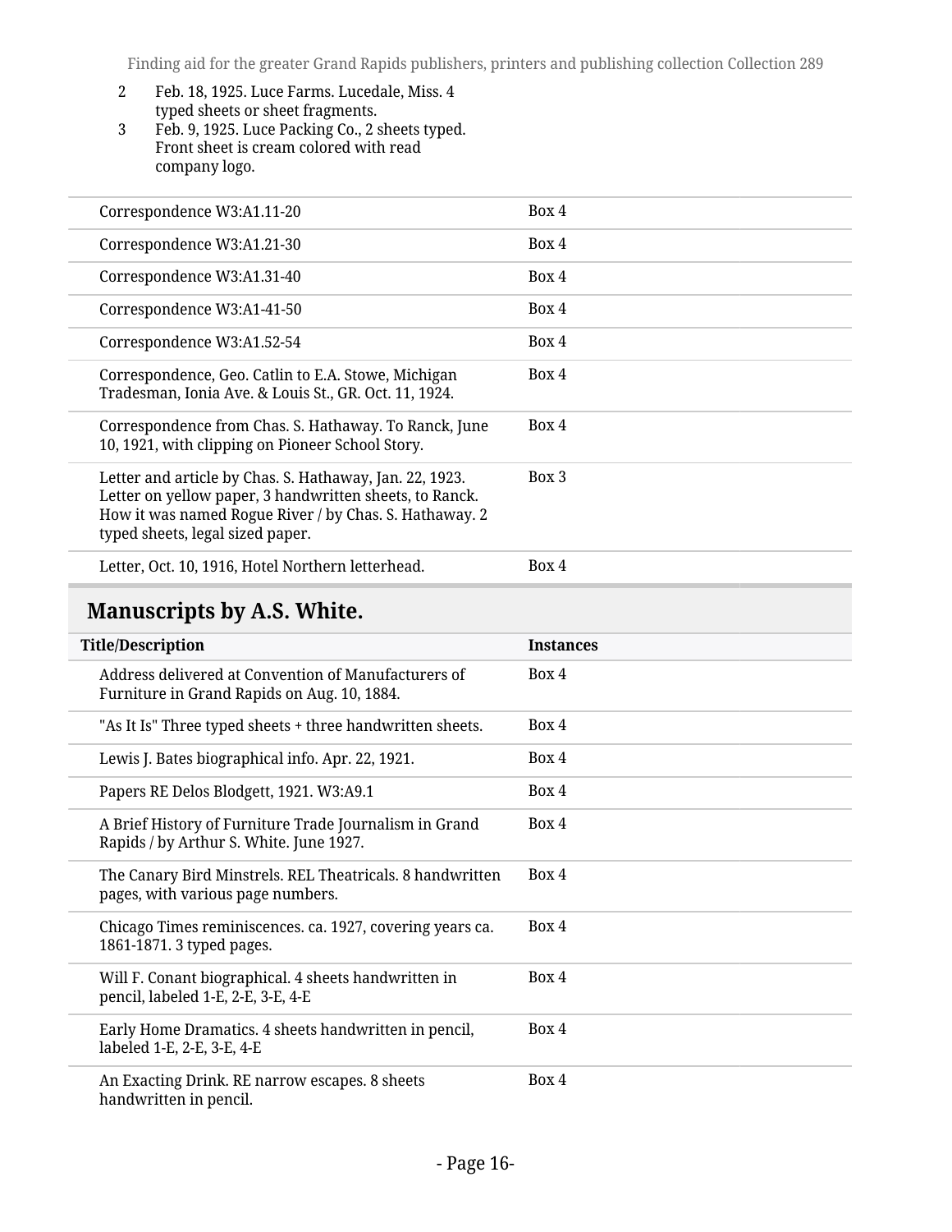2 Feb. 18, 1925. Luce Farms. Lucedale, Miss. 4 typed sheets or sheet fragments.

3 Feb. 9, 1925. Luce Packing Co., 2 sheets typed. Front sheet is cream colored with read company logo.

| | |
|---|---|
| Correspondence W3:A1.11-20 | Box 4 |
| Correspondence W3:A1.21-30 | Box 4 |
| Correspondence W3:A1.31-40 | Box 4 |
| Correspondence W3:A1-41-50 | Box 4 |
| Correspondence W3:A1.52-54 | Box 4 |
| Correspondence, Geo. Catlin to E.A. Stowe, Michigan Tradesman, Ionia Ave. & Louis St., GR. Oct. 11, 1924. | Box 4 |
| Correspondence from Chas. S. Hathaway. To Ranck, June 10, 1921, with clipping on Pioneer School Story. | Box 4 |
| Letter and article by Chas. S. Hathaway, Jan. 22, 1923. Letter on yellow paper, 3 handwritten sheets, to Ranck. How it was named Rogue River / by Chas. S. Hathaway. 2 typed sheets, legal sized paper. | Box 3 |
| Letter, Oct. 10, 1916, Hotel Northern letterhead. | Box 4 |

## Manuscripts by A.S. White.

| Title/Description | Instances |
|---|---|
| Address delivered at Convention of Manufacturers of Furniture in Grand Rapids on Aug. 10, 1884. | Box 4 |
| "As It Is" Three typed sheets + three handwritten sheets. | Box 4 |
| Lewis J. Bates biographical info. Apr. 22, 1921. | Box 4 |
| Papers RE Delos Blodgett, 1921. W3:A9.1 | Box 4 |
| A Brief History of Furniture Trade Journalism in Grand Rapids / by Arthur S. White. June 1927. | Box 4 |
| The Canary Bird Minstrels. REL Theatricals. 8 handwritten pages, with various page numbers. | Box 4 |
| Chicago Times reminiscences. ca. 1927, covering years ca. 1861-1871. 3 typed pages. | Box 4 |
| Will F. Conant biographical. 4 sheets handwritten in pencil, labeled 1-E, 2-E, 3-E, 4-E | Box 4 |
| Early Home Dramatics. 4 sheets handwritten in pencil, labeled 1-E, 2-E, 3-E, 4-E | Box 4 |
| An Exacting Drink. RE narrow escapes. 8 sheets handwritten in pencil. | Box 4 |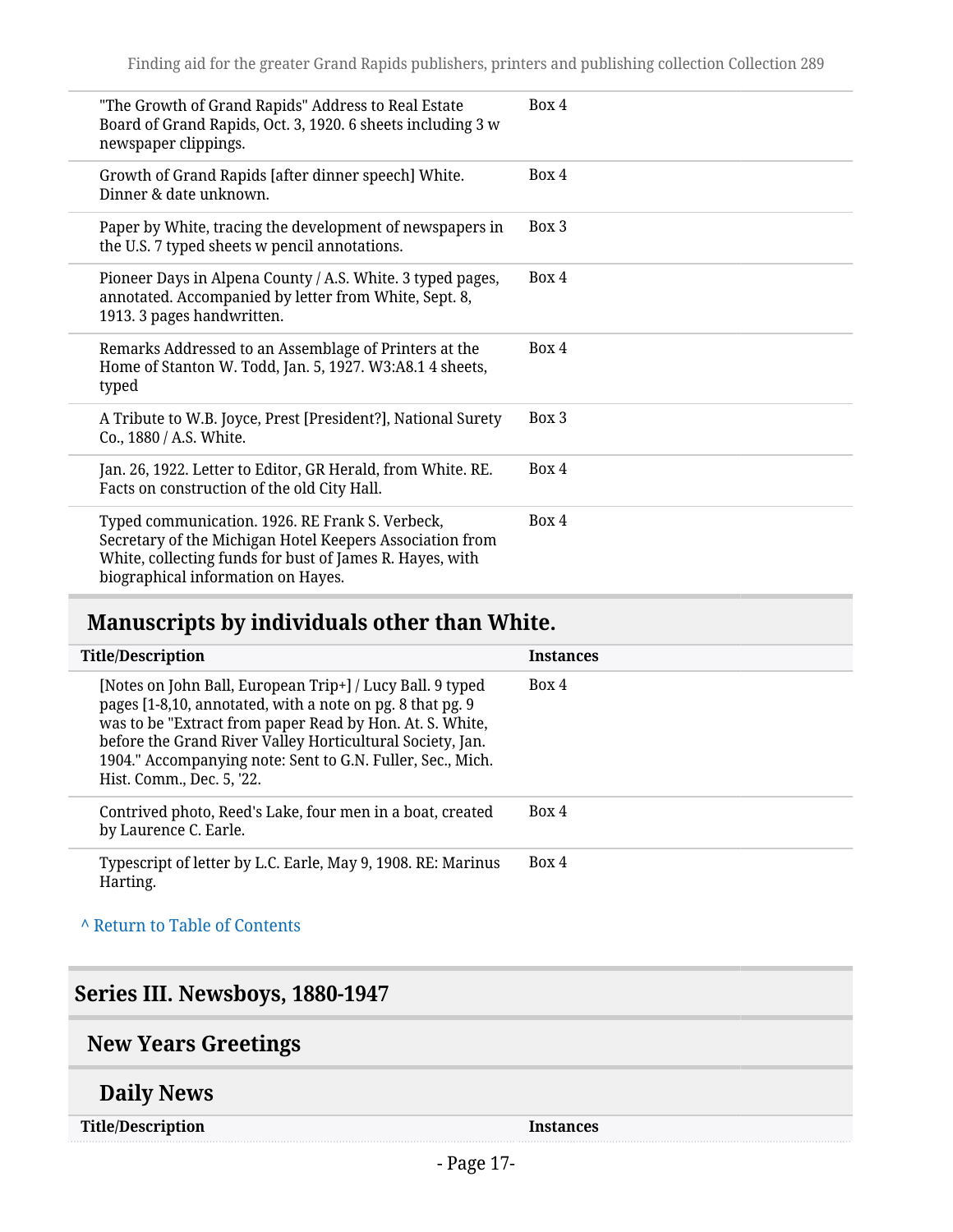| | |
|---|---|
| "The Growth of Grand Rapids" Address to Real Estate Board of Grand Rapids, Oct. 3, 1920. 6 sheets including 3 w newspaper clippings. | Box 4 |
| Growth of Grand Rapids [after dinner speech] White. Dinner & date unknown. | Box 4 |
| Paper by White, tracing the development of newspapers in the U.S. 7 typed sheets w pencil annotations. | Box 3 |
| Pioneer Days in Alpena County / A.S. White. 3 typed pages, annotated. Accompanied by letter from White, Sept. 8, 1913. 3 pages handwritten. | Box 4 |
| Remarks Addressed to an Assemblage of Printers at the Home of Stanton W. Todd, Jan. 5, 1927. W3:A8.1 4 sheets, typed | Box 4 |
| A Tribute to W.B. Joyce, Prest [President?], National Surety Co., 1880 / A.S. White. | Box 3 |
| Jan. 26, 1922. Letter to Editor, GR Herald, from White. RE. Facts on construction of the old City Hall. | Box 4 |
| Typed communication. 1926. RE Frank S. Verbeck, Secretary of the Michigan Hotel Keepers Association from White, collecting funds for bust of James R. Hayes, with biographical information on Hayes. | Box 4 |

## Manuscripts by individuals other than White.

| Title/Description | Instances |
|---|---|
| [Notes on John Ball, European Trip+] / Lucy Ball. 9 typed pages [1-8,10, annotated, with a note on pg. 8 that pg. 9 was to be "Extract from paper Read by Hon. At. S. White, before the Grand River Valley Horticultural Society, Jan. 1904." Accompanying note: Sent to G.N. Fuller, Sec., Mich. Hist. Comm., Dec. 5, '22. | Box 4 |
| Contrived photo, Reed's Lake, four men in a boat, created by Laurence C. Earle. | Box 4 |
| Typescript of letter by L.C. Earle, May 9, 1908. RE: Marinus Harting. | Box 4 |

^ Return to Table of Contents

# Series III. Newsboys, 1880-1947

## New Years Greetings

### Daily News

| Title/Description | Instances |
|---|---|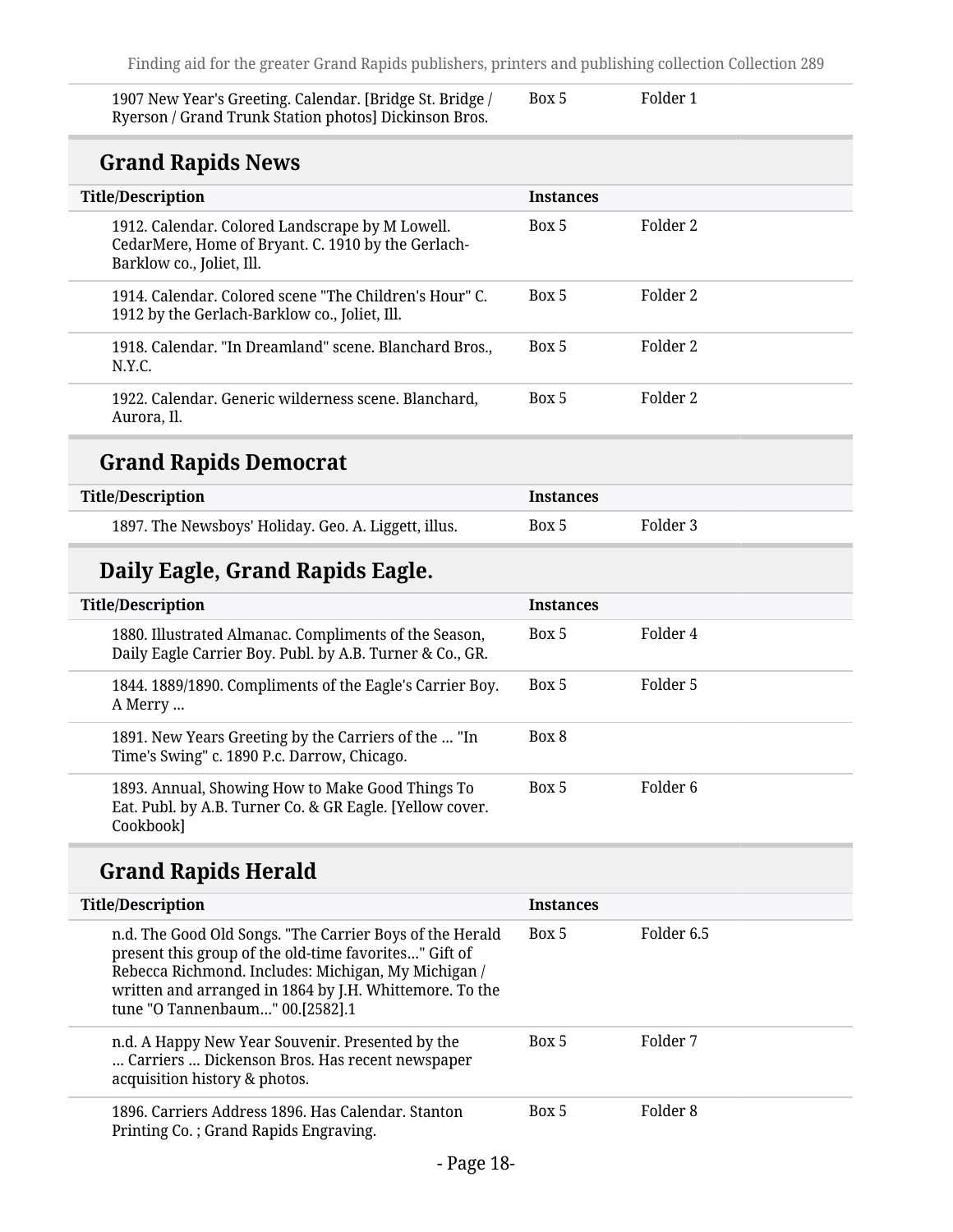| | | |
|---|---|---|
| 1907 New Year's Greeting. Calendar. [Bridge St. Bridge / Ryerson / Grand Trunk Station photos] Dickinson Bros. | Box 5 | Folder 1 |

## Grand Rapids News

| Title/Description | Instances | |
|---|---|---|
| 1912. Calendar. Colored Landscrape by M Lowell. CedarMere, Home of Bryant. C. 1910 by the Gerlach-Barklow co., Joliet, Ill. | Box 5 | Folder 2 |
| 1914. Calendar. Colored scene "The Children's Hour" C. 1912 by the Gerlach-Barklow co., Joliet, Ill. | Box 5 | Folder 2 |
| 1918. Calendar. "In Dreamland" scene. Blanchard Bros., N.Y.C. | Box 5 | Folder 2 |
| 1922. Calendar. Generic wilderness scene. Blanchard, Aurora, Il. | Box 5 | Folder 2 |

## Grand Rapids Democrat

| Title/Description | Instances | |
|---|---|---|
| 1897. The Newsboys' Holiday. Geo. A. Liggett, illus. | Box 5 | Folder 3 |

## Daily Eagle, Grand Rapids Eagle.

| Title/Description | Instances | |
|---|---|---|
| 1880. Illustrated Almanac. Compliments of the Season, Daily Eagle Carrier Boy. Publ. by A.B. Turner & Co., GR. | Box 5 | Folder 4 |
| 1844. 1889/1890. Compliments of the Eagle's Carrier Boy. A Merry ... | Box 5 | Folder 5 |
| 1891. New Years Greeting by the Carriers of the ... "In Time's Swing" c. 1890 P.c. Darrow, Chicago. | Box 8 | |
| 1893. Annual, Showing How to Make Good Things To Eat. Publ. by A.B. Turner Co. & GR Eagle. [Yellow cover. Cookbook] | Box 5 | Folder 6 |

## Grand Rapids Herald

| Title/Description | Instances | |
|---|---|---|
| n.d. The Good Old Songs. "The Carrier Boys of the Herald present this group of the old-time favorites..." Gift of Rebecca Richmond. Includes: Michigan, My Michigan / written and arranged in 1864 by J.H. Whittemore. To the tune "O Tannenbaum..." 00.[2582].1 | Box 5 | Folder 6.5 |
| n.d. A Happy New Year Souvenir. Presented by the ... Carriers ... Dickenson Bros. Has recent newspaper acquisition history & photos. | Box 5 | Folder 7 |
| 1896. Carriers Address 1896. Has Calendar. Stanton Printing Co. ; Grand Rapids Engraving. | Box 5 | Folder 8 |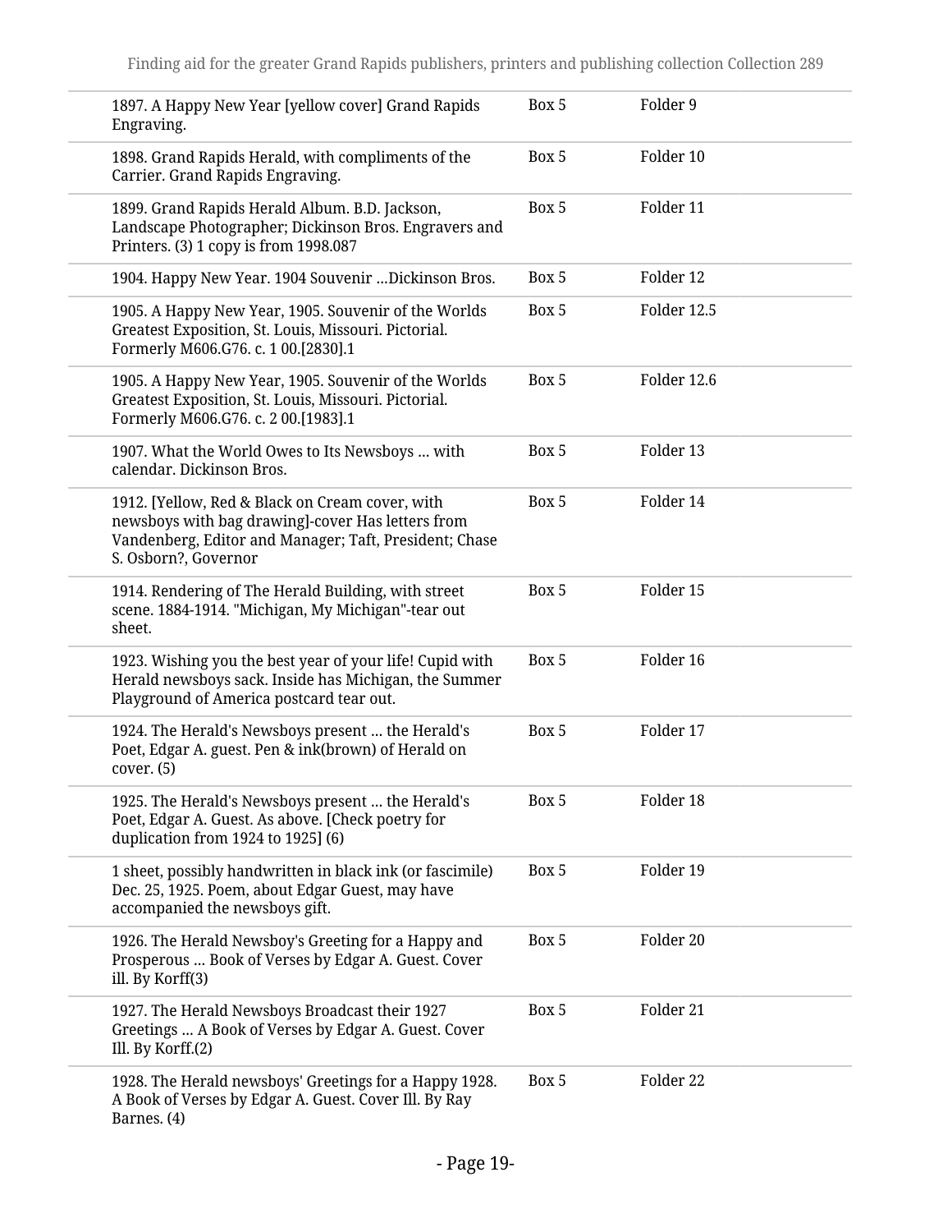| | | |
|---|---|---|
| 1897. A Happy New Year [yellow cover] Grand Rapids Engraving. | Box 5 | Folder 9 |
| 1898. Grand Rapids Herald, with compliments of the Carrier. Grand Rapids Engraving. | Box 5 | Folder 10 |
| 1899. Grand Rapids Herald Album. B.D. Jackson, Landscape Photographer; Dickinson Bros. Engravers and Printers. (3) 1 copy is from 1998.087 | Box 5 | Folder 11 |
| 1904. Happy New Year. 1904 Souvenir …Dickinson Bros. | Box 5 | Folder 12 |
| 1905. A Happy New Year, 1905. Souvenir of the Worlds Greatest Exposition, St. Louis, Missouri. Pictorial. Formerly M606.G76. c. 1 00.[2830].1 | Box 5 | Folder 12.5 |
| 1905. A Happy New Year, 1905. Souvenir of the Worlds Greatest Exposition, St. Louis, Missouri. Pictorial. Formerly M606.G76. c. 2 00.[1983].1 | Box 5 | Folder 12.6 |
| 1907. What the World Owes to Its Newsboys … with calendar. Dickinson Bros. | Box 5 | Folder 13 |
| 1912. [Yellow, Red & Black on Cream cover, with newsboys with bag drawing]-cover Has letters from Vandenberg, Editor and Manager; Taft, President; Chase S. Osborn?, Governor | Box 5 | Folder 14 |
| 1914. Rendering of The Herald Building, with street scene. 1884-1914. "Michigan, My Michigan"-tear out sheet. | Box 5 | Folder 15 |
| 1923. Wishing you the best year of your life! Cupid with Herald newsboys sack. Inside has Michigan, the Summer Playground of America postcard tear out. | Box 5 | Folder 16 |
| 1924. The Herald's Newsboys present … the Herald's Poet, Edgar A. guest. Pen & ink(brown) of Herald on cover. (5) | Box 5 | Folder 17 |
| 1925. The Herald's Newsboys present … the Herald's Poet, Edgar A. Guest. As above. [Check poetry for duplication from 1924 to 1925] (6) | Box 5 | Folder 18 |
| 1 sheet, possibly handwritten in black ink (or fascimile) Dec. 25, 1925. Poem, about Edgar Guest, may have accompanied the newsboys gift. | Box 5 | Folder 19 |
| 1926. The Herald Newsboy's Greeting for a Happy and Prosperous … Book of Verses by Edgar A. Guest. Cover ill. By Korff(3) | Box 5 | Folder 20 |
| 1927. The Herald Newsboys Broadcast their 1927 Greetings … A Book of Verses by Edgar A. Guest. Cover Ill. By Korff.(2) | Box 5 | Folder 21 |
| 1928. The Herald newsboys' Greetings for a Happy 1928. A Book of Verses by Edgar A. Guest. Cover Ill. By Ray Barnes. (4) | Box 5 | Folder 22 |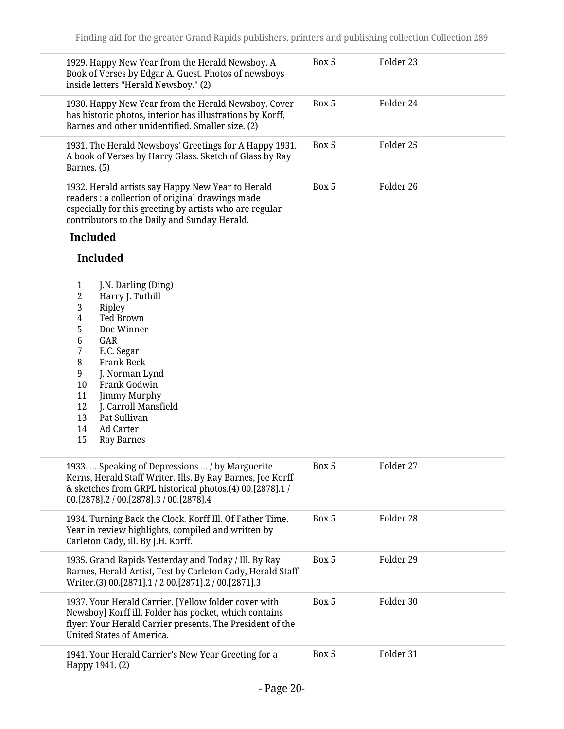| | | |
|---|---|---|
| 1929. Happy New Year from the Herald Newsboy. A Book of Verses by Edgar A. Guest. Photos of newsboys inside letters "Herald Newsboy." (2) | Box 5 | Folder 23 |
| 1930. Happy New Year from the Herald Newsboy. Cover has historic photos, interior has illustrations by Korff, Barnes and other unidentified. Smaller size. (2) | Box 5 | Folder 24 |
| 1931. The Herald Newsboys' Greetings for A Happy 1931. A book of Verses by Harry Glass. Sketch of Glass by Ray Barnes. (5) | Box 5 | Folder 25 |
| 1932. Herald artists say Happy New Year to Herald readers : a collection of original drawings made especially for this greeting by artists who are regular contributors to the Daily and Sunday Herald. | Box 5 | Folder 26 |

**Included**

**Included**

1. J.N. Darling (Ding)
2. Harry J. Tuthill
3. Ripley
4. Ted Brown
5. Doc Winner
6. GAR
7. E.C. Segar
8. Frank Beck
9. J. Norman Lynd
10. Frank Godwin
11. Jimmy Murphy
12. J. Carroll Mansfield
13. Pat Sullivan
14. Ad Carter
15. Ray Barnes

| | | |
|---|---|---|
| 1933. … Speaking of Depressions … / by Marguerite Kerns, Herald Staff Writer. Ills. By Ray Barnes, Joe Korff & sketches from GRPL historical photos.(4) 00.[2878].1 / 00.[2878].2 / 00.[2878].3 / 00.[2878].4 | Box 5 | Folder 27 |
| 1934. Turning Back the Clock. Korff Ill. Of Father Time. Year in review highlights, compiled and written by Carleton Cady, ill. By J.H. Korff. | Box 5 | Folder 28 |
| 1935. Grand Rapids Yesterday and Today / Ill. By Ray Barnes, Herald Artist, Test by Carleton Cady, Herald Staff Writer.(3) 00.[2871].1 / 2 00.[2871].2 / 00.[2871].3 | Box 5 | Folder 29 |
| 1937. Your Herald Carrier. [Yellow folder cover with Newsboy] Korff ill. Folder has pocket, which contains flyer: Your Herald Carrier presents, The President of the United States of America. | Box 5 | Folder 30 |
| 1941. Your Herald Carrier's New Year Greeting for a Happy 1941. (2) | Box 5 | Folder 31 |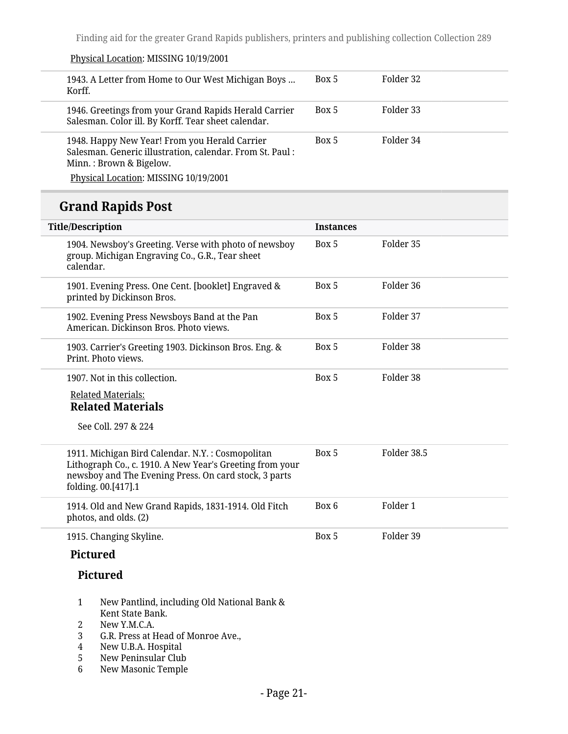Physical Location: MISSING 10/19/2001

| Title/Description | Instances | |
|---|---|---|
| 1943. A Letter from Home to Our West Michigan Boys ... Korff. | Box 5 | Folder 32 |
| 1946. Greetings from your Grand Rapids Herald Carrier Salesman. Color ill. By Korff. Tear sheet calendar. | Box 5 | Folder 33 |
| 1948. Happy New Year! From you Herald Carrier Salesman. Generic illustration, calendar. From St. Paul : Minn. : Brown & Bigelow. Physical Location: MISSING 10/19/2001 | Box 5 | Folder 34 |

## Grand Rapids Post

| Title/Description | Instances | |
|---|---|---|
| 1904. Newsboy's Greeting. Verse with photo of newsboy group. Michigan Engraving Co., G.R., Tear sheet calendar. | Box 5 | Folder 35 |
| 1901. Evening Press. One Cent. [booklet] Engraved & printed by Dickinson Bros. | Box 5 | Folder 36 |
| 1902. Evening Press Newsboys Band at the Pan American. Dickinson Bros. Photo views. | Box 5 | Folder 37 |
| 1903. Carrier's Greeting 1903. Dickinson Bros. Eng. & Print. Photo views. | Box 5 | Folder 38 |
| 1907. Not in this collection. Related Materials: **Related Materials** See Coll. 297 & 224 | Box 5 | Folder 38 |
| 1911. Michigan Bird Calendar. N.Y. : Cosmopolitan Lithograph Co., c. 1910. A New Year's Greeting from your newsboy and The Evening Press. On card stock, 3 parts folding. 00.[417].1 | Box 5 | Folder 38.5 |
| 1914. Old and New Grand Rapids, 1831-1914. Old Fitch photos, and olds. (2) | Box 6 | Folder 1 |
| 1915. Changing Skyline. | Box 5 | Folder 39 |

**Pictured**

**Pictured**

1. New Pantlind, including Old National Bank & Kent State Bank.
2. New Y.M.C.A.
3. G.R. Press at Head of Monroe Ave.,
4. New U.B.A. Hospital
5. New Peninsular Club
6. New Masonic Temple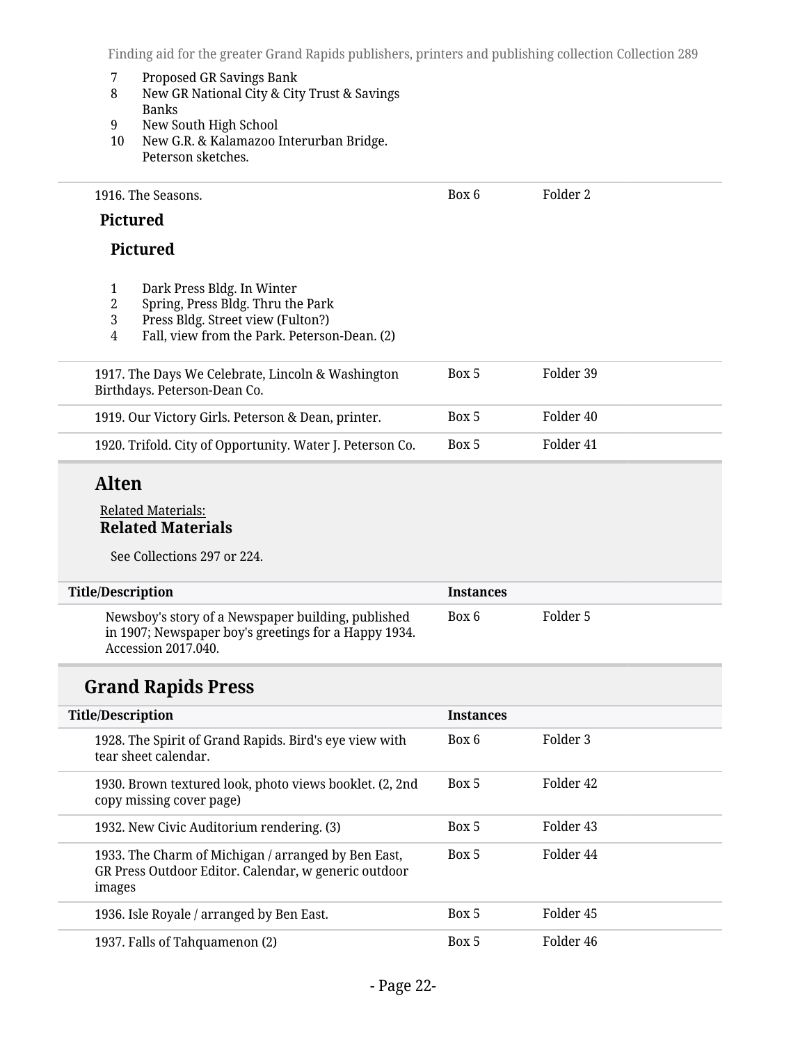7. Proposed GR Savings Bank
8. New GR National City & City Trust & Savings Banks
9. New South High School
10. New G.R. & Kalamazoo Interurban Bridge. Peterson sketches.

| | | |
|---|---|---|
| 1916. The Seasons. | Box 6 | Folder 2 |

**Pictured**

**Pictured**

1. Dark Press Bldg. In Winter
2. Spring, Press Bldg. Thru the Park
3. Press Bldg. Street view (Fulton?)
4. Fall, view from the Park. Peterson-Dean. (2)

| | | |
|---|---|---|
| 1917. The Days We Celebrate, Lincoln & Washington Birthdays. Peterson-Dean Co. | Box 5 | Folder 39 |
| 1919. Our Victory Girls. Peterson & Dean, printer. | Box 5 | Folder 40 |
| 1920. Trifold. City of Opportunity. Water J. Peterson Co. | Box 5 | Folder 41 |

## Alten

Related Materials:

**Related Materials**

See Collections 297 or 224.

| Title/Description | Instances | |
|---|---|---|
| Newsboy's story of a Newspaper building, published in 1907; Newspaper boy's greetings for a Happy 1934. Accession 2017.040. | Box 6 | Folder 5 |

## Grand Rapids Press

| Title/Description | Instances | |
|---|---|---|
| 1928. The Spirit of Grand Rapids. Bird's eye view with tear sheet calendar. | Box 6 | Folder 3 |
| 1930. Brown textured look, photo views booklet. (2, 2nd copy missing cover page) | Box 5 | Folder 42 |
| 1932. New Civic Auditorium rendering. (3) | Box 5 | Folder 43 |
| 1933. The Charm of Michigan / arranged by Ben East, GR Press Outdoor Editor. Calendar, w generic outdoor images | Box 5 | Folder 44 |
| 1936. Isle Royale / arranged by Ben East. | Box 5 | Folder 45 |
| 1937. Falls of Tahquamenon (2) | Box 5 | Folder 46 |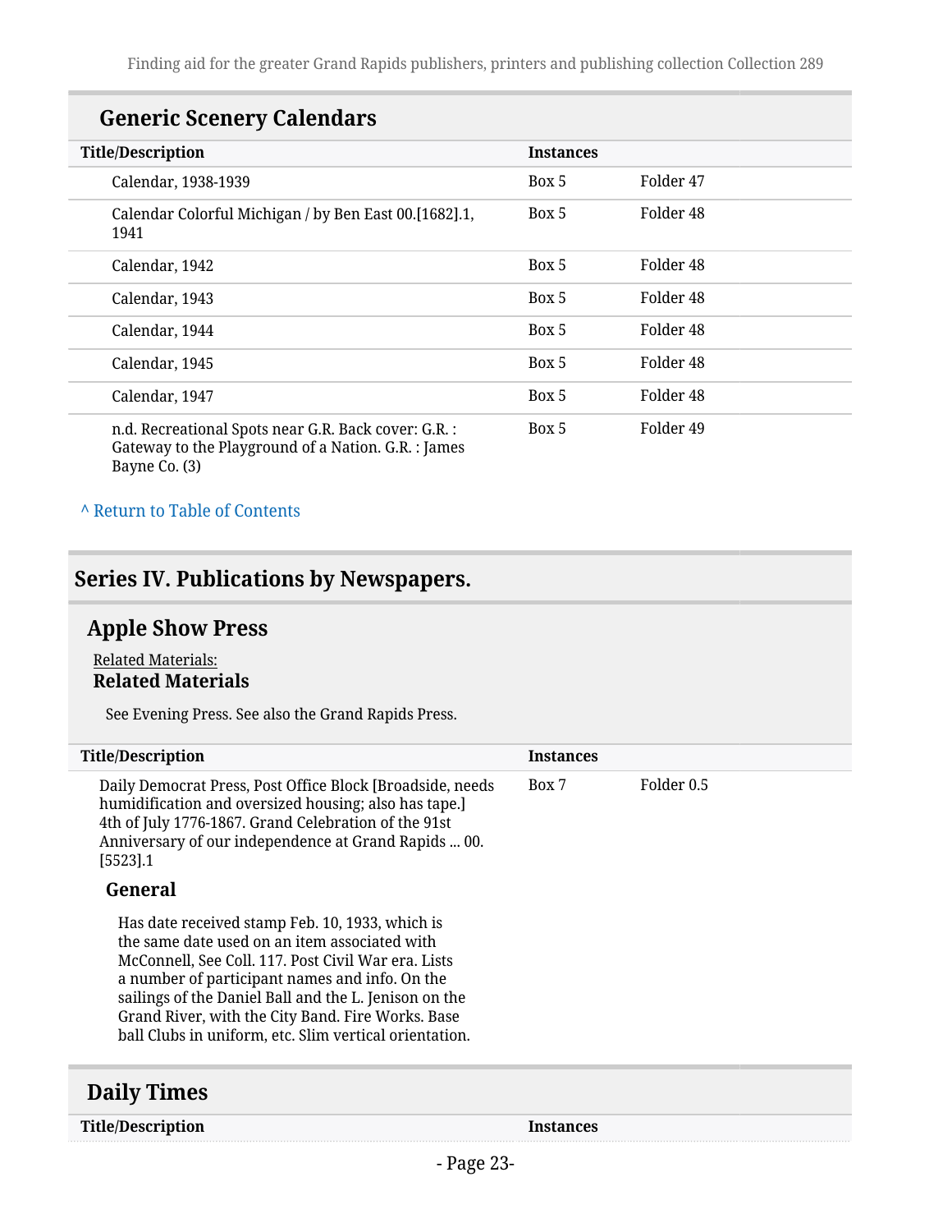## Generic Scenery Calendars

| Title/Description | Instances | |
|---|---|---|
| Calendar, 1938-1939 | Box 5 | Folder 47 |
| Calendar Colorful Michigan / by Ben East 00.[1682].1, 1941 | Box 5 | Folder 48 |
| Calendar, 1942 | Box 5 | Folder 48 |
| Calendar, 1943 | Box 5 | Folder 48 |
| Calendar, 1944 | Box 5 | Folder 48 |
| Calendar, 1945 | Box 5 | Folder 48 |
| Calendar, 1947 | Box 5 | Folder 48 |
| n.d. Recreational Spots near G.R. Back cover: G.R. : Gateway to the Playground of a Nation. G.R. : James Bayne Co. (3) | Box 5 | Folder 49 |

^ Return to Table of Contents

# Series IV. Publications by Newspapers.

## Apple Show Press

Related Materials:

**Related Materials**

See Evening Press. See also the Grand Rapids Press.

| Title/Description | Instances | |
|---|---|---|
| Daily Democrat Press, Post Office Block [Broadside, needs humidification and oversized housing; also has tape.] 4th of July 1776-1867. Grand Celebration of the 91st Anniversary of our independence at Grand Rapids ... 00.[5523].1 | Box 7 | Folder 0.5 |

**General**

Has date received stamp Feb. 10, 1933, which is the same date used on an item associated with McConnell, See Coll. 117. Post Civil War era. Lists a number of participant names and info. On the sailings of the Daniel Ball and the L. Jenison on the Grand River, with the City Band. Fire Works. Base ball Clubs in uniform, etc. Slim vertical orientation.

## Daily Times

| Title/Description | Instances |
|---|---|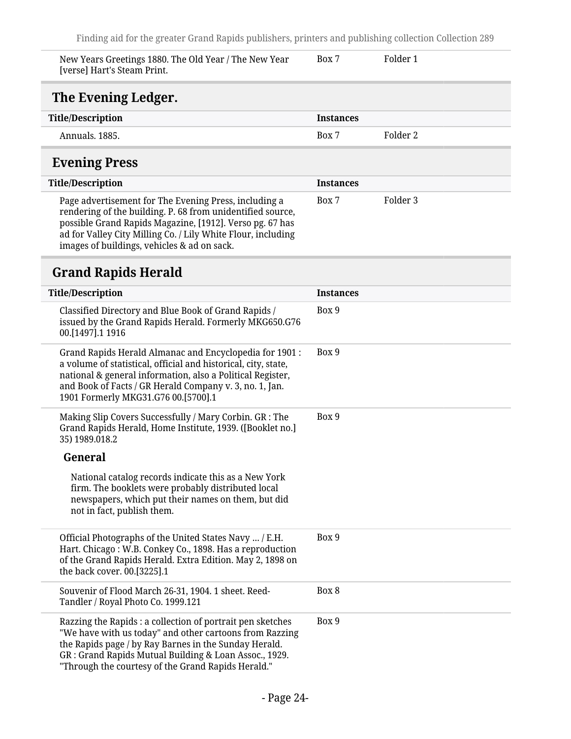| Title/Description | Instances | |
|---|---|---|
| New Years Greetings 1880. The Old Year / The New Year [verse] Hart's Steam Print. | Box 7 | Folder 1 |

## The Evening Ledger.

| Title/Description | Instances | |
|---|---|---|
| Annuals. 1885. | Box 7 | Folder 2 |

## Evening Press

| Title/Description | Instances | |
|---|---|---|
| Page advertisement for The Evening Press, including a rendering of the building. P. 68 from unidentified source, possible Grand Rapids Magazine, [1912]. Verso pg. 67 has ad for Valley City Milling Co. / Lily White Flour, including images of buildings, vehicles & ad on sack. | Box 7 | Folder 3 |

## Grand Rapids Herald

| Title/Description | Instances |
|---|---|
| Classified Directory and Blue Book of Grand Rapids / issued by the Grand Rapids Herald. Formerly MKG650.G76 00.[1497].1 1916 | Box 9 |
| Grand Rapids Herald Almanac and Encyclopedia for 1901 : a volume of statistical, official and historical, city, state, national & general information, also a Political Register, and Book of Facts / GR Herald Company v. 3, no. 1, Jan. 1901 Formerly MKG31.G76 00.[5700].1 | Box 9 |
| Making Slip Covers Successfully / Mary Corbin. GR : The Grand Rapids Herald, Home Institute, 1939. ([Booklet no.] 35) 1989.018.2<br><br>**General**<br><br>National catalog records indicate this as a New York firm. The booklets were probably distributed local newspapers, which put their names on them, but did not in fact, publish them. | Box 9 |
| Official Photographs of the United States Navy ... / E.H. Hart. Chicago : W.B. Conkey Co., 1898. Has a reproduction of the Grand Rapids Herald. Extra Edition. May 2, 1898 on the back cover. 00.[3225].1 | Box 9 |
| Souvenir of Flood March 26-31, 1904. 1 sheet. Reed-Tandler / Royal Photo Co. 1999.121 | Box 8 |
| Razzing the Rapids : a collection of portrait pen sketches "We have with us today" and other cartoons from Razzing the Rapids page / by Ray Barnes in the Sunday Herald. GR : Grand Rapids Mutual Building & Loan Assoc., 1929. "Through the courtesy of the Grand Rapids Herald." | Box 9 |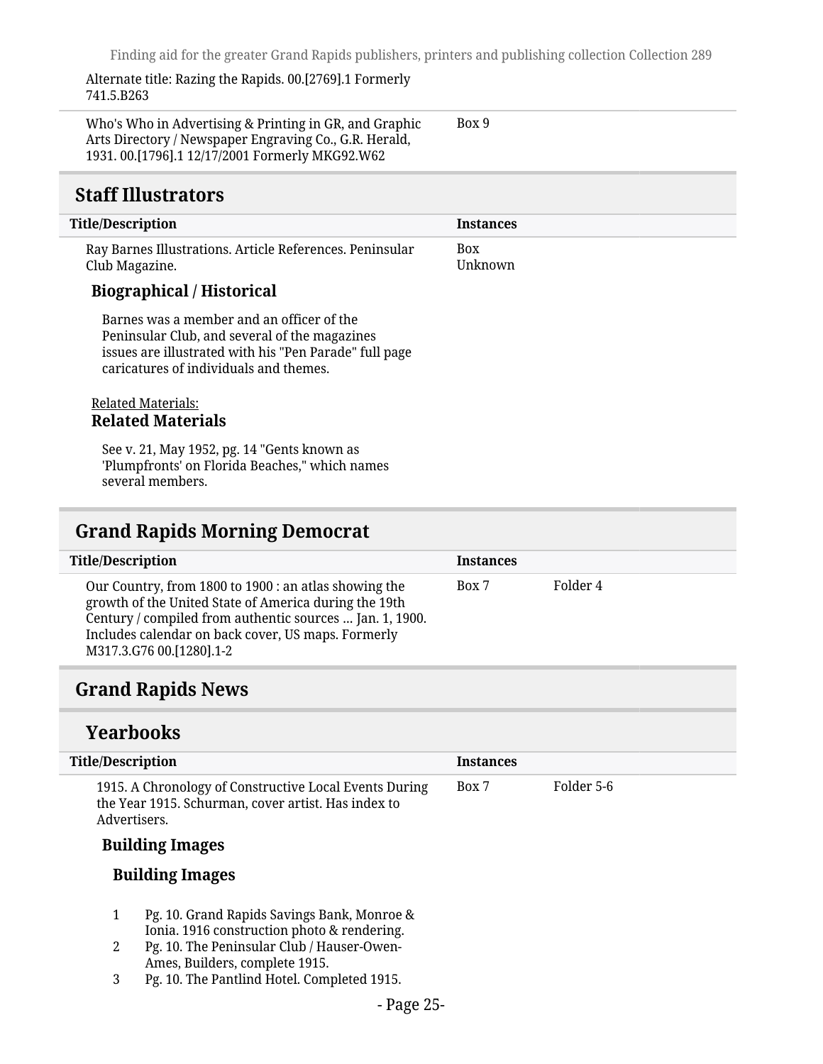Alternate title: Razing the Rapids. 00.[2769].1 Formerly 741.5.B263

| Title/Description | Instances | |
|---|---|---|
| Who's Who in Advertising & Printing in GR, and Graphic Arts Directory / Newspaper Engraving Co., G.R. Herald, 1931. 00.[1796].1 12/17/2001 Formerly MKG92.W62 | Box 9 | |

## Staff Illustrators

| Title/Description | Instances | |
|---|---|---|
| Ray Barnes Illustrations. Article References. Peninsular Club Magazine. | Box Unknown | |

### Biographical / Historical

Barnes was a member and an officer of the Peninsular Club, and several of the magazines issues are illustrated with his "Pen Parade" full page caricatures of individuals and themes.

Related Materials:

### Related Materials

See v. 21, May 1952, pg. 14 "Gents known as 'Plumpfronts' on Florida Beaches," which names several members.

## Grand Rapids Morning Democrat

| Title/Description | Instances | |
|---|---|---|
| Our Country, from 1800 to 1900 : an atlas showing the growth of the United State of America during the 19th Century / compiled from authentic sources ... Jan. 1, 1900. Includes calendar on back cover, US maps. Formerly M317.3.G76 00.[1280].1-2 | Box 7 | Folder 4 |

## Grand Rapids News

### Yearbooks

| Title/Description | Instances | |
|---|---|---|
| 1915. A Chronology of Constructive Local Events During the Year 1915. Schurman, cover artist. Has index to Advertisers. | Box 7 | Folder 5-6 |

#### Building Images

#### Building Images

1. Pg. 10. Grand Rapids Savings Bank, Monroe & Ionia. 1916 construction photo & rendering.
2. Pg. 10. The Peninsular Club / Hauser-Owen-Ames, Builders, complete 1915.
3. Pg. 10. The Pantlind Hotel. Completed 1915.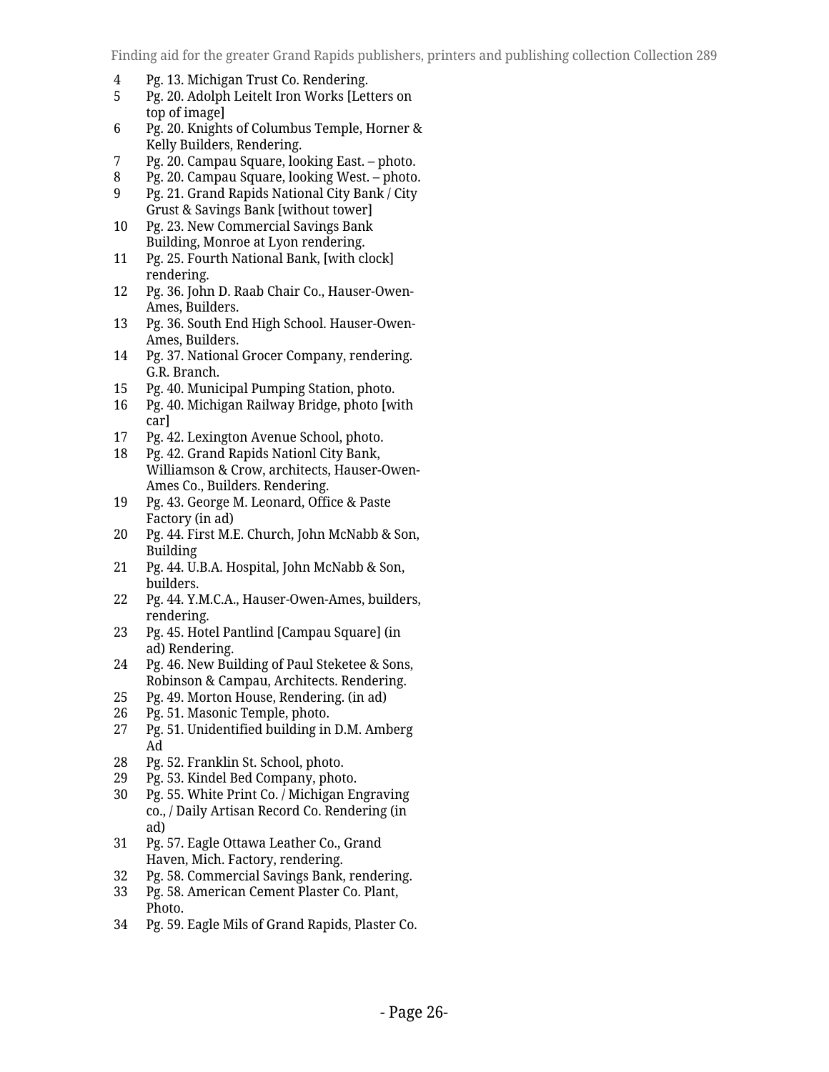| | |
|---|---|
| 4 | Pg. 13. Michigan Trust Co. Rendering. |
| 5 | Pg. 20. Adolph Leitelt Iron Works [Letters on top of image] |
| 6 | Pg. 20. Knights of Columbus Temple, Horner & Kelly Builders, Rendering. |
| 7 | Pg. 20. Campau Square, looking East. – photo. |
| 8 | Pg. 20. Campau Square, looking West. – photo. |
| 9 | Pg. 21. Grand Rapids National City Bank / City Grust & Savings Bank [without tower] |
| 10 | Pg. 23. New Commercial Savings Bank Building, Monroe at Lyon rendering. |
| 11 | Pg. 25. Fourth National Bank, [with clock] rendering. |
| 12 | Pg. 36. John D. Raab Chair Co., Hauser-Owen-Ames, Builders. |
| 13 | Pg. 36. South End High School. Hauser-Owen-Ames, Builders. |
| 14 | Pg. 37. National Grocer Company, rendering. G.R. Branch. |
| 15 | Pg. 40. Municipal Pumping Station, photo. |
| 16 | Pg. 40. Michigan Railway Bridge, photo [with car] |
| 17 | Pg. 42. Lexington Avenue School, photo. |
| 18 | Pg. 42. Grand Rapids Nationl City Bank, Williamson & Crow, architects, Hauser-Owen-Ames Co., Builders. Rendering. |
| 19 | Pg. 43. George M. Leonard, Office & Paste Factory (in ad) |
| 20 | Pg. 44. First M.E. Church, John McNabb & Son, Building |
| 21 | Pg. 44. U.B.A. Hospital, John McNabb & Son, builders. |
| 22 | Pg. 44. Y.M.C.A., Hauser-Owen-Ames, builders, rendering. |
| 23 | Pg. 45. Hotel Pantlind [Campau Square] (in ad) Rendering. |
| 24 | Pg. 46. New Building of Paul Steketee & Sons, Robinson & Campau, Architects. Rendering. |
| 25 | Pg. 49. Morton House, Rendering. (in ad) |
| 26 | Pg. 51. Masonic Temple, photo. |
| 27 | Pg. 51. Unidentified building in D.M. Amberg Ad |
| 28 | Pg. 52. Franklin St. School, photo. |
| 29 | Pg. 53. Kindel Bed Company, photo. |
| 30 | Pg. 55. White Print Co. / Michigan Engraving co., / Daily Artisan Record Co. Rendering (in ad) |
| 31 | Pg. 57. Eagle Ottawa Leather Co., Grand Haven, Mich. Factory, rendering. |
| 32 | Pg. 58. Commercial Savings Bank, rendering. |
| 33 | Pg. 58. American Cement Plaster Co. Plant, Photo. |
| 34 | Pg. 59. Eagle Mils of Grand Rapids, Plaster Co. |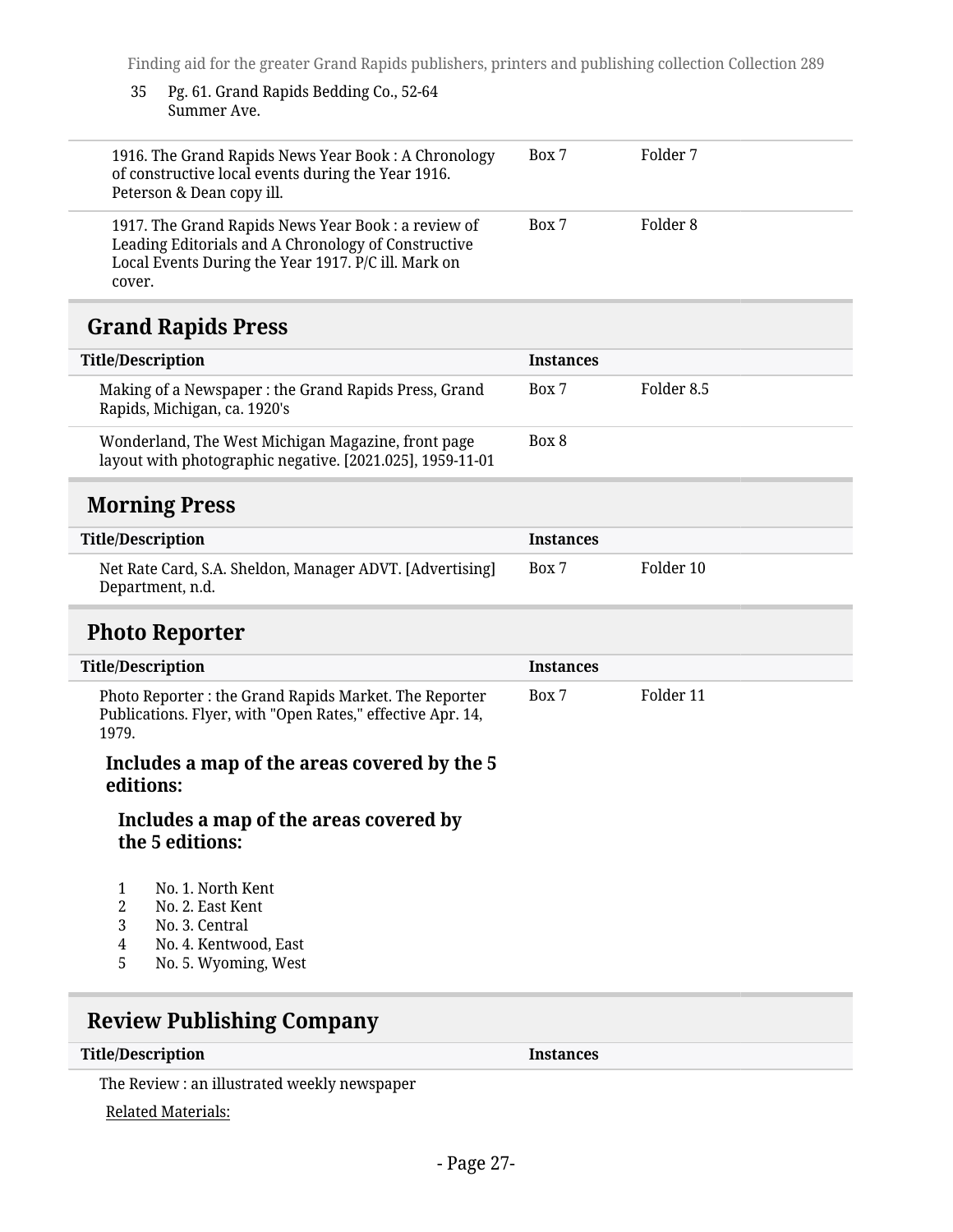35 Pg. 61. Grand Rapids Bedding Co., 52-64 Summer Ave.

| | | |
|---|---|---|
| 1916. The Grand Rapids News Year Book : A Chronology of constructive local events during the Year 1916. Peterson & Dean copy ill. | Box 7 | Folder 7 |
| 1917. The Grand Rapids News Year Book : a review of Leading Editorials and A Chronology of Constructive Local Events During the Year 1917. P/C ill. Mark on cover. | Box 7 | Folder 8 |

## Grand Rapids Press

| Title/Description | Instances | |
|---|---|---|
| Making of a Newspaper : the Grand Rapids Press, Grand Rapids, Michigan, ca. 1920's | Box 7 | Folder 8.5 |
| Wonderland, The West Michigan Magazine, front page layout with photographic negative. [2021.025], 1959-11-01 | Box 8 | |

## Morning Press

| Title/Description | Instances | |
|---|---|---|
| Net Rate Card, S.A. Sheldon, Manager ADVT. [Advertising] Department, n.d. | Box 7 | Folder 10 |

## Photo Reporter

| Title/Description | Instances | |
|---|---|---|
| Photo Reporter : the Grand Rapids Market. The Reporter Publications. Flyer, with "Open Rates," effective Apr. 14, 1979. | Box 7 | Folder 11 |

**Includes a map of the areas covered by the 5 editions:**

**Includes a map of the areas covered by the 5 editions:**

1. No. 1. North Kent
2. No. 2. East Kent
3. No. 3. Central
4. No. 4. Kentwood, East
5. No. 5. Wyoming, West

## Review Publishing Company

| Title/Description | Instances |
|---|---|
| The Review : an illustrated weekly newspaper | |

Related Materials: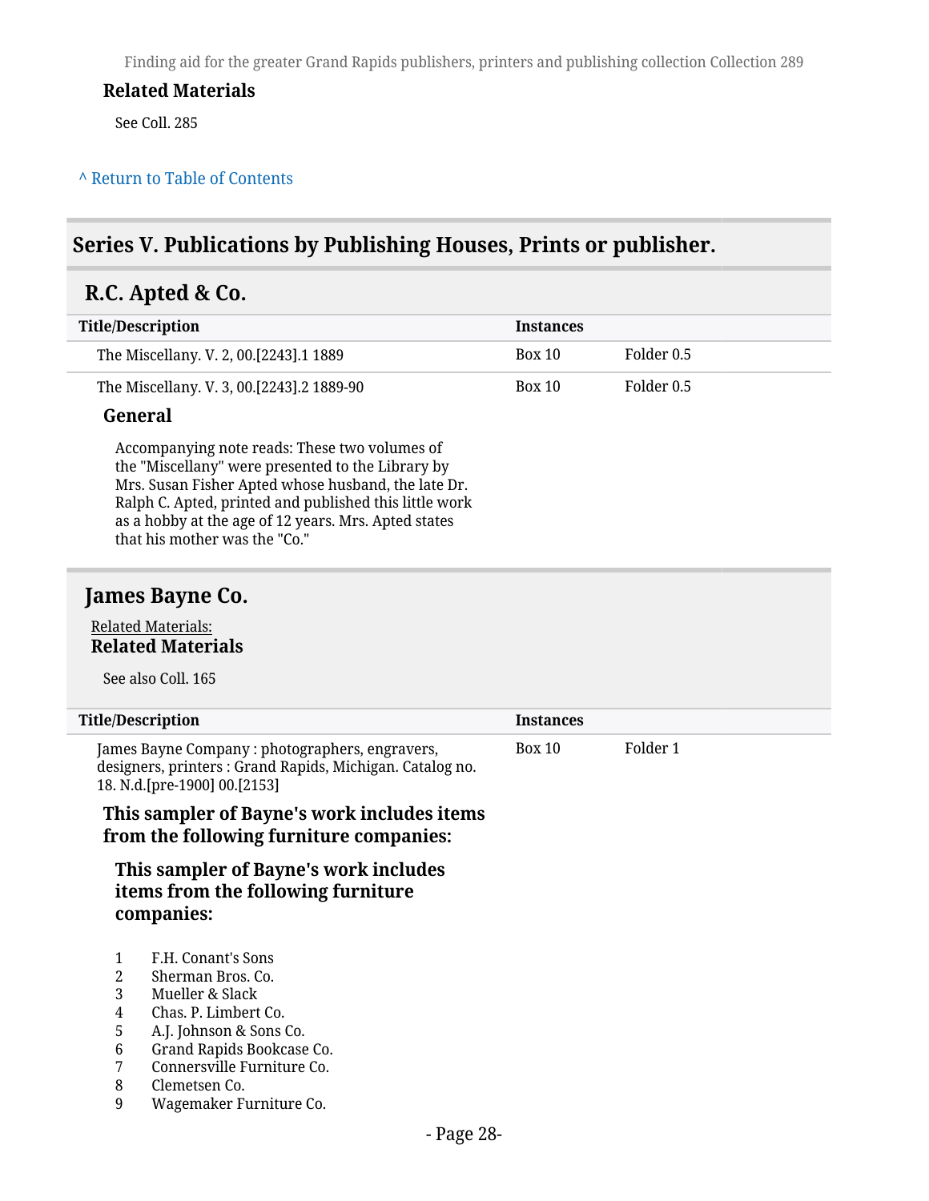### Related Materials

See Coll. 285

^ Return to Table of Contents

## Series V. Publications by Publishing Houses, Prints or publisher.

### R.C. Apted & Co.

| Title/Description | Instances | |
|---|---|---|
| The Miscellany. V. 2, 00.[2243].1 1889 | Box 10 | Folder 0.5 |
| The Miscellany. V. 3, 00.[2243].2 1889-90 | Box 10 | Folder 0.5 |

#### General

Accompanying note reads: These two volumes of the "Miscellany" were presented to the Library by Mrs. Susan Fisher Apted whose husband, the late Dr. Ralph C. Apted, printed and published this little work as a hobby at the age of 12 years. Mrs. Apted states that his mother was the "Co."

### James Bayne Co.

Related Materials:

#### Related Materials

See also Coll. 165

| Title/Description | Instances | |
|---|---|---|
| James Bayne Company : photographers, engravers, designers, printers : Grand Rapids, Michigan. Catalog no. 18. N.d.[pre-1900] 00.[2153] | Box 10 | Folder 1 |

#### This sampler of Bayne's work includes items from the following furniture companies:

#### This sampler of Bayne's work includes items from the following furniture companies:

1. F.H. Conant's Sons
2. Sherman Bros. Co.
3. Mueller & Slack
4. Chas. P. Limbert Co.
5. A.J. Johnson & Sons Co.
6. Grand Rapids Bookcase Co.
7. Connersville Furniture Co.
8. Clemetsen Co.
9. Wagemaker Furniture Co.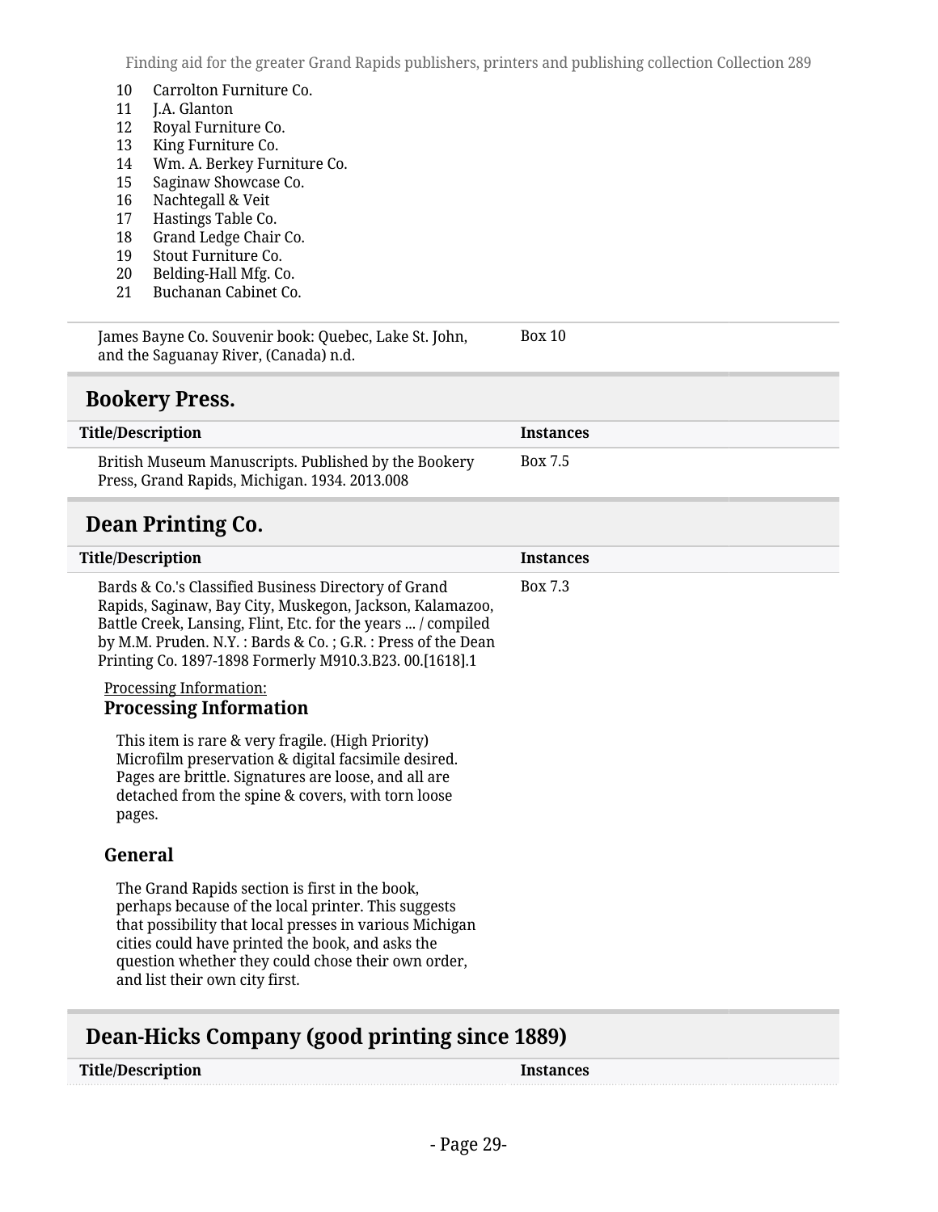10 Carrolton Furniture Co.
11 J.A. Glanton
12 Royal Furniture Co.
13 King Furniture Co.
14 Wm. A. Berkey Furniture Co.
15 Saginaw Showcase Co.
16 Nachtegall & Veit
17 Hastings Table Co.
18 Grand Ledge Chair Co.
19 Stout Furniture Co.
20 Belding-Hall Mfg. Co.
21 Buchanan Cabinet Co.

| | |
|---|---|
| James Bayne Co. Souvenir book: Quebec, Lake St. John, and the Saguanay River, (Canada) n.d. | Box 10 |

## Bookery Press.

| Title/Description | Instances |
|---|---|
| British Museum Manuscripts. Published by the Bookery Press, Grand Rapids, Michigan. 1934. 2013.008 | Box 7.5 |

## Dean Printing Co.

| Title/Description | Instances |
|---|---|
| Bards & Co.'s Classified Business Directory of Grand Rapids, Saginaw, Bay City, Muskegon, Jackson, Kalamazoo, Battle Creek, Lansing, Flint, Etc. for the years ... / compiled by M.M. Pruden. N.Y. : Bards & Co. ; G.R. : Press of the Dean Printing Co. 1897-1898 Formerly M910.3.B23. 00.[1618].1 | Box 7.3 |

Processing Information:

### Processing Information

This item is rare & very fragile. (High Priority) Microfilm preservation & digital facsimile desired. Pages are brittle. Signatures are loose, and all are detached from the spine & covers, with torn loose pages.

### General

The Grand Rapids section is first in the book, perhaps because of the local printer. This suggests that possibility that local presses in various Michigan cities could have printed the book, and asks the question whether they could chose their own order, and list their own city first.

## Dean-Hicks Company (good printing since 1889)

| Title/Description | Instances |
|---|---|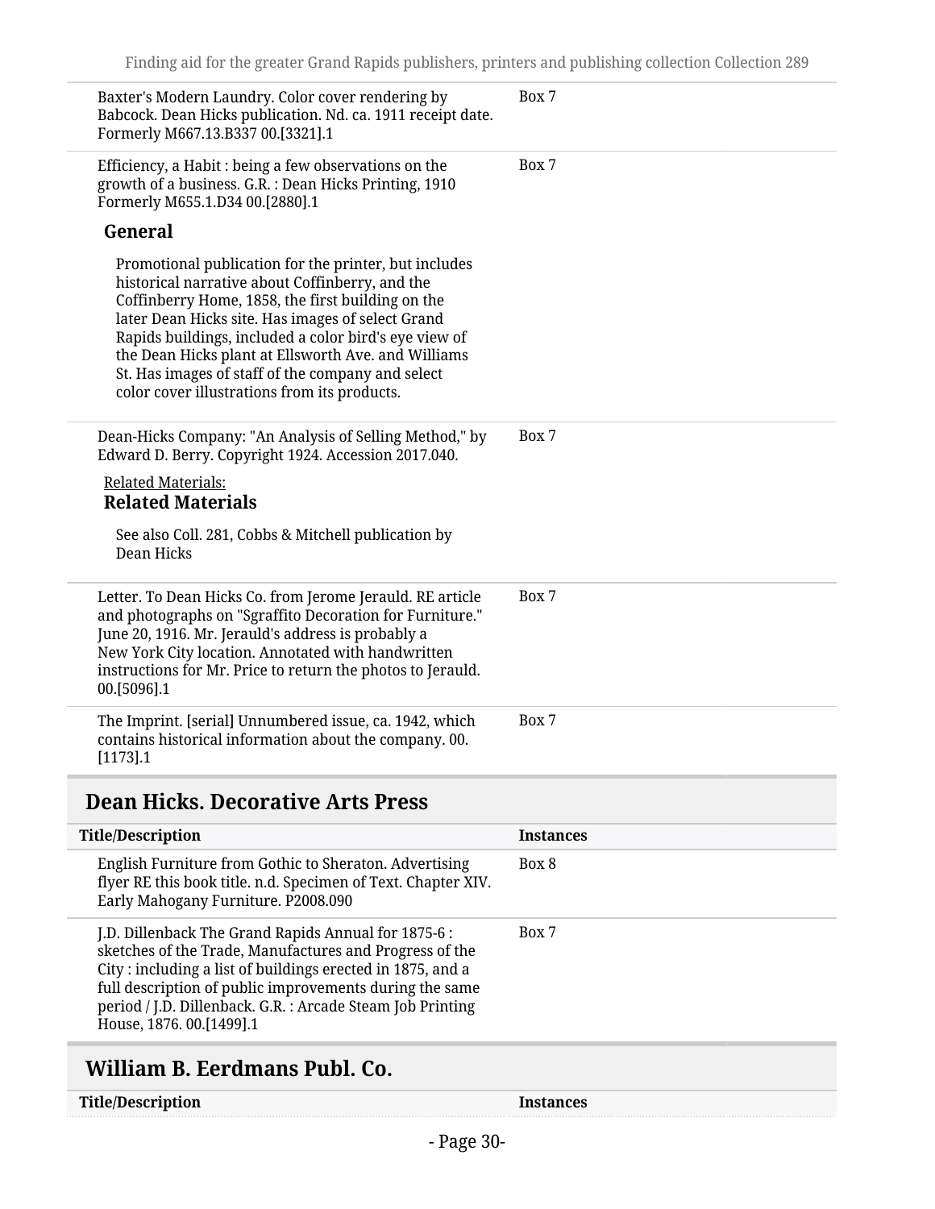| | |
|---|---|
| Baxter's Modern Laundry. Color cover rendering by Babcock. Dean Hicks publication. Nd. ca. 1911 receipt date. Formerly M667.13.B337 00.[3321].1 | Box 7 |
| Efficiency, a Habit : being a few observations on the growth of a business. G.R. : Dean Hicks Printing, 1910 Formerly M655.1.D34 00.[2880].1<br><br>**General**<br><br>Promotional publication for the printer, but includes historical narrative about Coffinberry, and the Coffinberry Home, 1858, the first building on the later Dean Hicks site. Has images of select Grand Rapids buildings, included a color bird's eye view of the Dean Hicks plant at Ellsworth Ave. and Williams St. Has images of staff of the company and select color cover illustrations from its products. | Box 7 |
| Dean-Hicks Company: "An Analysis of Selling Method," by Edward D. Berry. Copyright 1924. Accession 2017.040.<br><br>Related Materials:<br>**Related Materials**<br><br>See also Coll. 281, Cobbs & Mitchell publication by Dean Hicks | Box 7 |
| Letter. To Dean Hicks Co. from Jerome Jerauld. RE article and photographs on "Sgraffito Decoration for Furniture." June 20, 1916. Mr. Jerauld's address is probably a New York City location. Annotated with handwritten instructions for Mr. Price to return the photos to Jerauld. 00.[5096].1 | Box 7 |
| The Imprint. [serial] Unnumbered issue, ca. 1942, which contains historical information about the company. 00.[1173].1 | Box 7 |

## Dean Hicks. Decorative Arts Press

| Title/Description | Instances |
|---|---|
| English Furniture from Gothic to Sheraton. Advertising flyer RE this book title. n.d. Specimen of Text. Chapter XIV. Early Mahogany Furniture. P2008.090 | Box 8 |
| J.D. Dillenback The Grand Rapids Annual for 1875-6 : sketches of the Trade, Manufactures and Progress of the City : including a list of buildings erected in 1875, and a full description of public improvements during the same period / J.D. Dillenback. G.R. : Arcade Steam Job Printing House, 1876. 00.[1499].1 | Box 7 |

## William B. Eerdmans Publ. Co.

| Title/Description | Instances |
|---|---|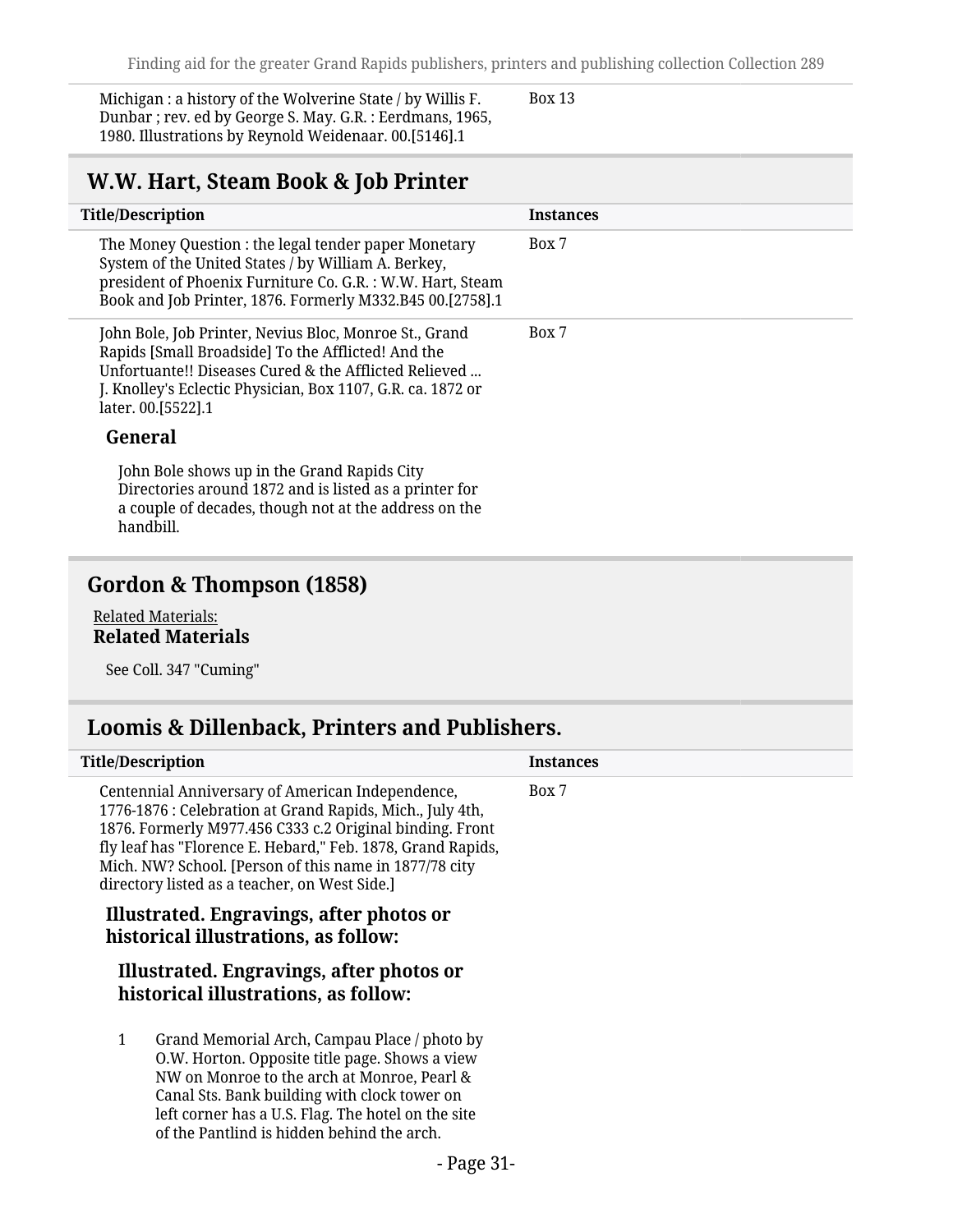| Title/Description | Instances |
|---|---|
| Michigan : a history of the Wolverine State / by Willis F. Dunbar ; rev. ed by George S. May. G.R. : Eerdmans, 1965, 1980. Illustrations by Reynold Weidenaar. 00.[5146].1 | Box 13 |

## W.W. Hart, Steam Book & Job Printer

| Title/Description | Instances |
|---|---|
| The Money Question : the legal tender paper Monetary System of the United States / by William A. Berkey, president of Phoenix Furniture Co. G.R. : W.W. Hart, Steam Book and Job Printer, 1876. Formerly M332.B45 00.[2758].1 | Box 7 |
| John Bole, Job Printer, Nevius Bloc, Monroe St., Grand Rapids [Small Broadside] To the Afflicted! And the Unfortuante!! Diseases Cured & the Afflicted Relieved ... J. Knolley's Eclectic Physician, Box 1107, G.R. ca. 1872 or later. 00.[5522].1 | Box 7 |

**General**

John Bole shows up in the Grand Rapids City Directories around 1872 and is listed as a printer for a couple of decades, though not at the address on the handbill.

## Gordon & Thompson (1858)

Related Materials:

**Related Materials**

See Coll. 347 "Cuming"

## Loomis & Dillenback, Printers and Publishers.

| Title/Description | Instances |
|---|---|
| Centennial Anniversary of American Independence, 1776-1876 : Celebration at Grand Rapids, Mich., July 4th, 1876. Formerly M977.456 C333 c.2 Original binding. Front fly leaf has "Florence E. Hebard," Feb. 1878, Grand Rapids, Mich. NW? School. [Person of this name in 1877/78 city directory listed as a teacher, on West Side.] | Box 7 |

**Illustrated. Engravings, after photos or historical illustrations, as follow:**

**Illustrated. Engravings, after photos or historical illustrations, as follow:**

1. Grand Memorial Arch, Campau Place / photo by O.W. Horton. Opposite title page. Shows a view NW on Monroe to the arch at Monroe, Pearl & Canal Sts. Bank building with clock tower on left corner has a U.S. Flag. The hotel on the site of the Pantlind is hidden behind the arch.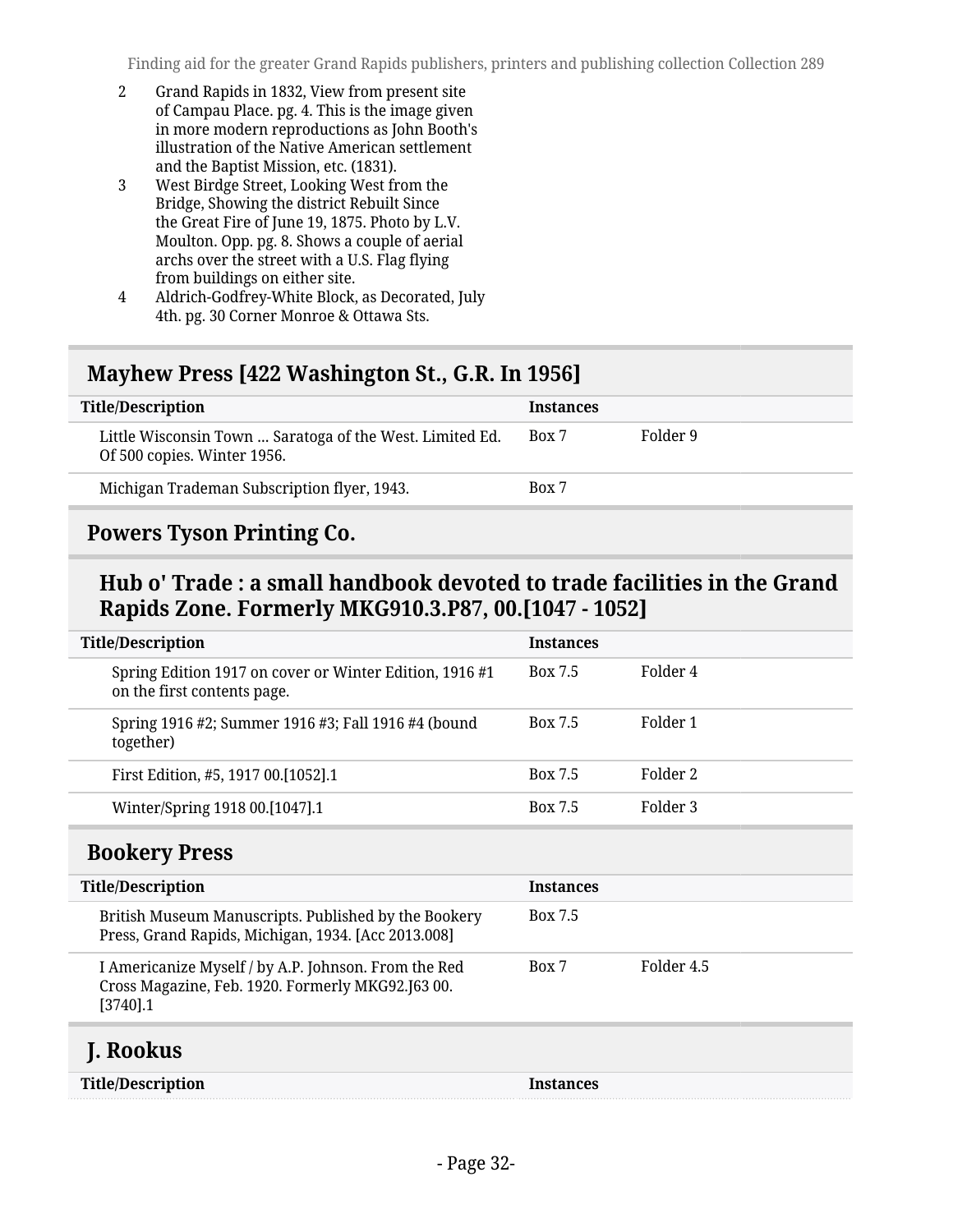2 Grand Rapids in 1832, View from present site of Campau Place. pg. 4. This is the image given in more modern reproductions as John Booth's illustration of the Native American settlement and the Baptist Mission, etc. (1831).

3 West Birdge Street, Looking West from the Bridge, Showing the district Rebuilt Since the Great Fire of June 19, 1875. Photo by L.V. Moulton. Opp. pg. 8. Shows a couple of aerial archs over the street with a U.S. Flag flying from buildings on either site.

4 Aldrich-Godfrey-White Block, as Decorated, July 4th. pg. 30 Corner Monroe & Ottawa Sts.

## Mayhew Press [422 Washington St., G.R. In 1956]

| Title/Description | Instances | |
|---|---|---|
| Little Wisconsin Town ... Saratoga of the West. Limited Ed. Of 500 copies. Winter 1956. | Box 7 | Folder 9 |
| Michigan Trademan Subscription flyer, 1943. | Box 7 | |

## Powers Tyson Printing Co.

### Hub o' Trade : a small handbook devoted to trade facilities in the Grand Rapids Zone. Formerly MKG910.3.P87, 00.[1047 - 1052]

| Title/Description | Instances | |
|---|---|---|
| Spring Edition 1917 on cover or Winter Edition, 1916 #1 on the first contents page. | Box 7.5 | Folder 4 |
| Spring 1916 #2; Summer 1916 #3; Fall 1916 #4 (bound together) | Box 7.5 | Folder 1 |
| First Edition, #5, 1917 00.[1052].1 | Box 7.5 | Folder 2 |
| Winter/Spring 1918 00.[1047].1 | Box 7.5 | Folder 3 |

## Bookery Press

| Title/Description | Instances | |
|---|---|---|
| British Museum Manuscripts. Published by the Bookery Press, Grand Rapids, Michigan, 1934. [Acc 2013.008] | Box 7.5 | |
| I Americanize Myself / by A.P. Johnson. From the Red Cross Magazine, Feb. 1920. Formerly MKG92.J63 00.[3740].1 | Box 7 | Folder 4.5 |

## J. Rookus

| Title/Description | Instances |
|---|---|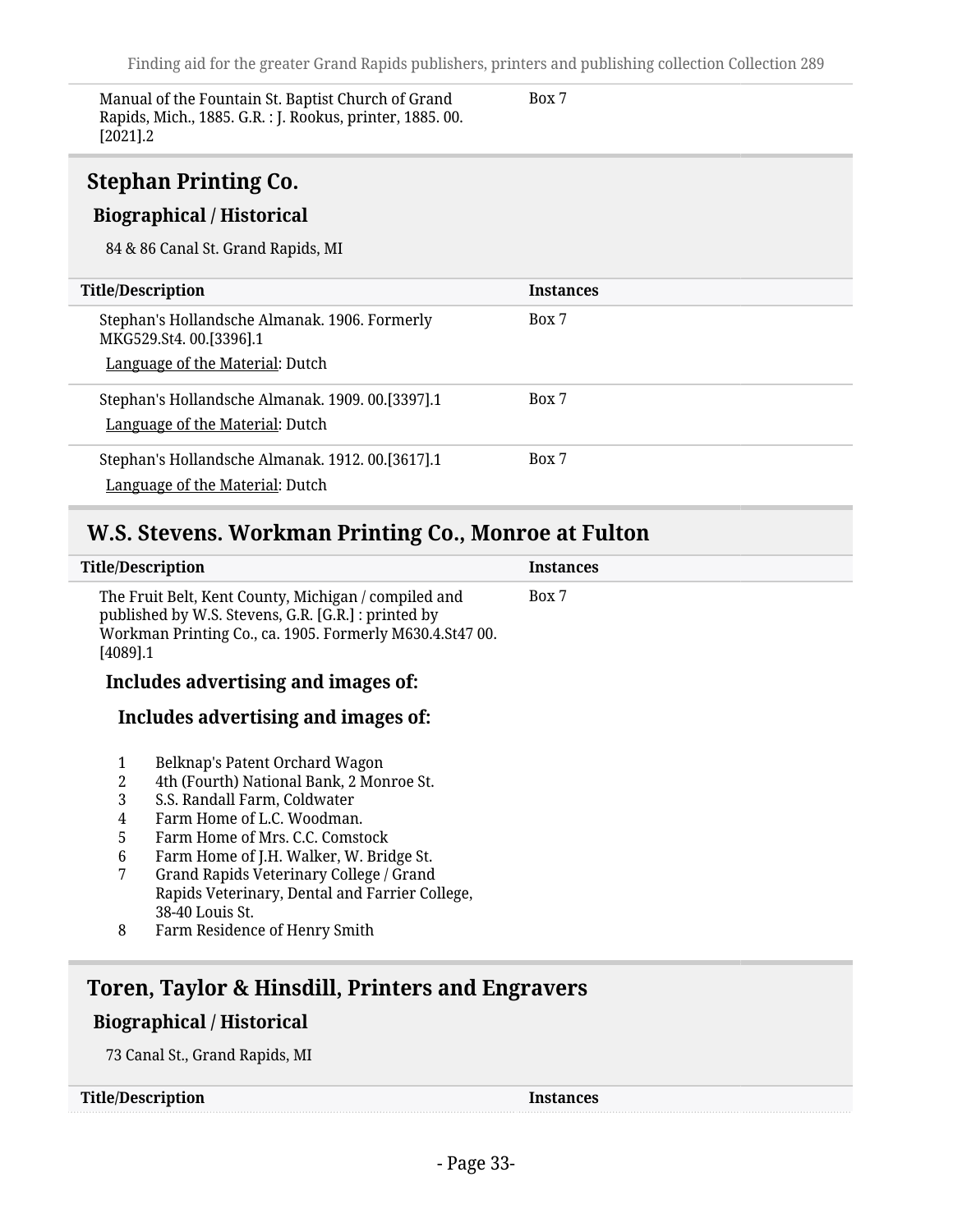| Title/Description | Instances |
|---|---|
| Manual of the Fountain St. Baptist Church of Grand Rapids, Mich., 1885. G.R. : J. Rookus, printer, 1885. 00.[2021].2 | Box 7 |

## Stephan Printing Co.

### Biographical / Historical

84 & 86 Canal St. Grand Rapids, MI

| Title/Description | Instances |
|---|---|
| Stephan's Hollandsche Almanak. 1906. Formerly MKG529.St4. 00.[3396].1<br>Language of the Material: Dutch | Box 7 |
| Stephan's Hollandsche Almanak. 1909. 00.[3397].1<br>Language of the Material: Dutch | Box 7 |
| Stephan's Hollandsche Almanak. 1912. 00.[3617].1<br>Language of the Material: Dutch | Box 7 |

## W.S. Stevens. Workman Printing Co., Monroe at Fulton

| Title/Description | Instances |
|---|---|
| The Fruit Belt, Kent County, Michigan / compiled and published by W.S. Stevens, G.R. [G.R.] : printed by Workman Printing Co., ca. 1905. Formerly M630.4.St47 00.[4089].1 | Box 7 |

**Includes advertising and images of:**

**Includes advertising and images of:**

1. Belknap's Patent Orchard Wagon
2. 4th (Fourth) National Bank, 2 Monroe St.
3. S.S. Randall Farm, Coldwater
4. Farm Home of L.C. Woodman.
5. Farm Home of Mrs. C.C. Comstock
6. Farm Home of J.H. Walker, W. Bridge St.
7. Grand Rapids Veterinary College / Grand Rapids Veterinary, Dental and Farrier College, 38-40 Louis St.
8. Farm Residence of Henry Smith

## Toren, Taylor & Hinsdill, Printers and Engravers

### Biographical / Historical

73 Canal St., Grand Rapids, MI

| Title/Description | Instances |
|---|---|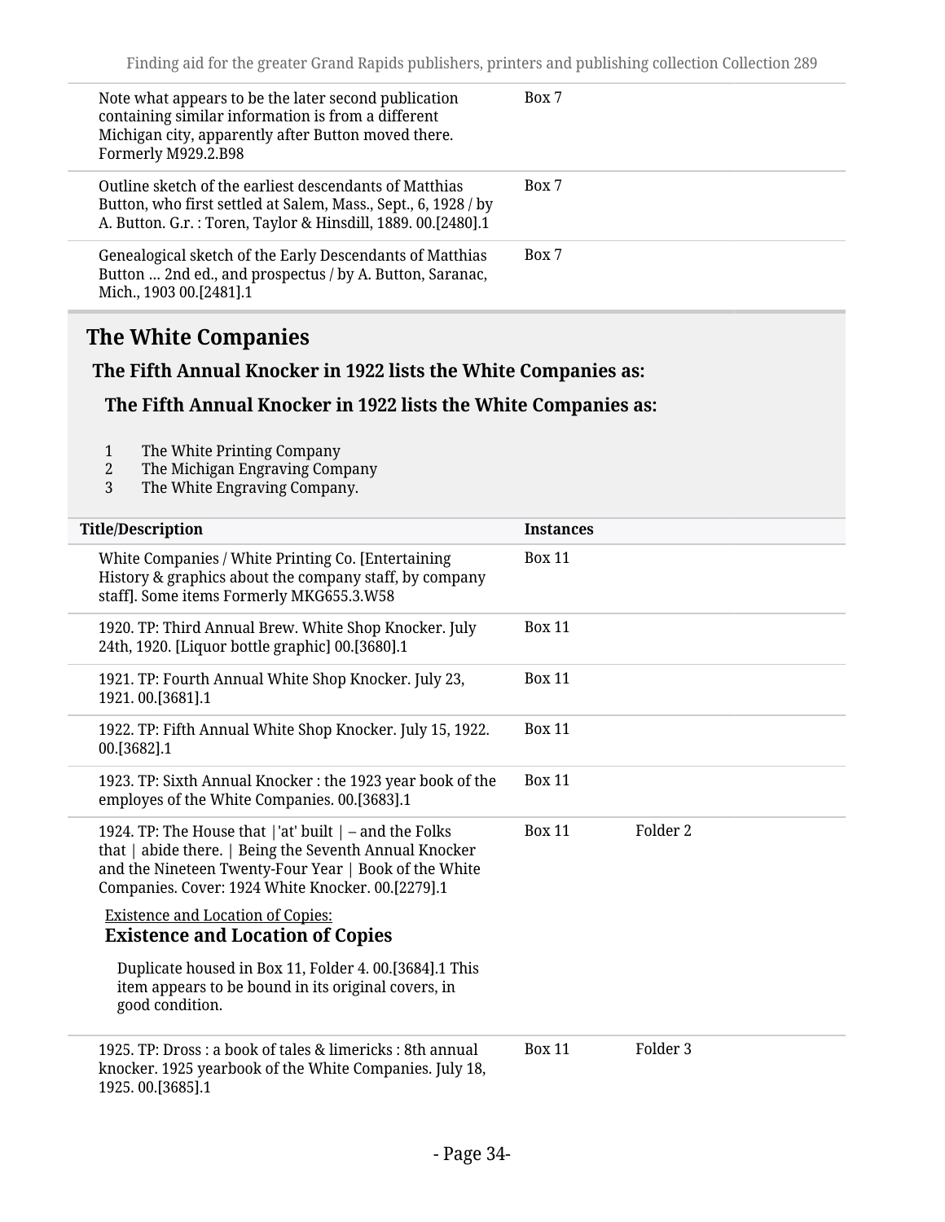| | | |
|---|---|---|
| Note what appears to be the later second publication containing similar information is from a different Michigan city, apparently after Button moved there. Formerly M929.2.B98 | Box 7 | |
| Outline sketch of the earliest descendants of Matthias Button, who first settled at Salem, Mass., Sept., 6, 1928 / by A. Button. G.r. : Toren, Taylor & Hinsdill, 1889. 00.[2480].1 | Box 7 | |
| Genealogical sketch of the Early Descendants of Matthias Button ... 2nd ed., and prospectus / by A. Button, Saranac, Mich., 1903 00.[2481].1 | Box 7 | |

## The White Companies

### The Fifth Annual Knocker in 1922 lists the White Companies as:

#### The Fifth Annual Knocker in 1922 lists the White Companies as:

1. The White Printing Company
2. The Michigan Engraving Company
3. The White Engraving Company.

| Title/Description | Instances | |
|---|---|---|
| White Companies / White Printing Co. [Entertaining History & graphics about the company staff, by company staff]. Some items Formerly MKG655.3.W58 | Box 11 | |
| 1920. TP: Third Annual Brew. White Shop Knocker. July 24th, 1920. [Liquor bottle graphic] 00.[3680].1 | Box 11 | |
| 1921. TP: Fourth Annual White Shop Knocker. July 23, 1921. 00.[3681].1 | Box 11 | |
| 1922. TP: Fifth Annual White Shop Knocker. July 15, 1922. 00.[3682].1 | Box 11 | |
| 1923. TP: Sixth Annual Knocker : the 1923 year book of the employes of the White Companies. 00.[3683].1 | Box 11 | |
| 1924. TP: The House that \|'at' built \| – and the Folks that \| abide there. \| Being the Seventh Annual Knocker and the Nineteen Twenty-Four Year \| Book of the White Companies. Cover: 1924 White Knocker. 00.[2279].1<br><br>Existence and Location of Copies:<br>**Existence and Location of Copies**<br><br>Duplicate housed in Box 11, Folder 4. 00.[3684].1 This item appears to be bound in its original covers, in good condition. | Box 11 | Folder 2 |
| 1925. TP: Dross : a book of tales & limericks : 8th annual knocker. 1925 yearbook of the White Companies. July 18, 1925. 00.[3685].1 | Box 11 | Folder 3 |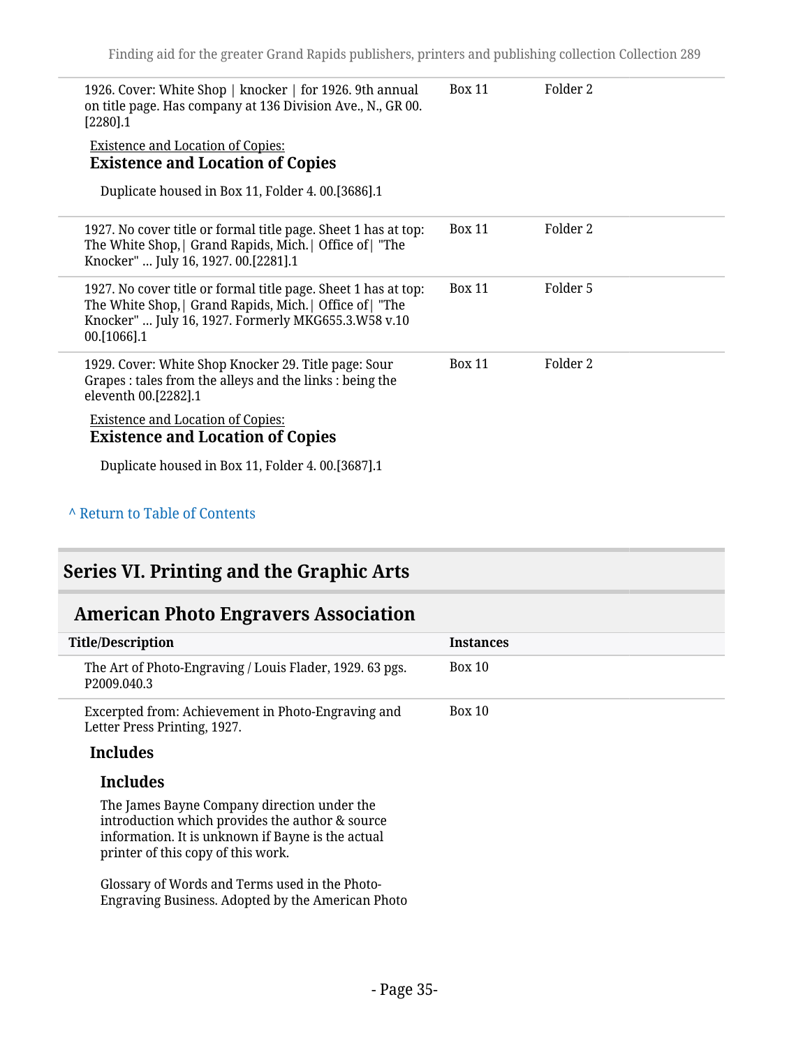| | | |
|---|---|---|
| 1926. Cover: White Shop \| knocker \| for 1926. 9th annual on title page. Has company at 136 Division Ave., N., GR 00.[2280].1 | Box 11 | Folder 2 |

Existence and Location of Copies:

**Existence and Location of Copies**

Duplicate housed in Box 11, Folder 4. 00.[3686].1

| | | |
|---|---|---|
| 1927. No cover title or formal title page. Sheet 1 has at top: The White Shop,\| Grand Rapids, Mich.\| Office of\| "The Knocker" ... July 16, 1927. 00.[2281].1 | Box 11 | Folder 2 |
| 1927. No cover title or formal title page. Sheet 1 has at top: The White Shop,\| Grand Rapids, Mich.\| Office of\| "The Knocker" ... July 16, 1927. Formerly MKG655.3.W58 v.10 00.[1066].1 | Box 11 | Folder 5 |
| 1929. Cover: White Shop Knocker 29. Title page: Sour Grapes : tales from the alleys and the links : being the eleventh 00.[2282].1 | Box 11 | Folder 2 |

Existence and Location of Copies:

**Existence and Location of Copies**

Duplicate housed in Box 11, Folder 4. 00.[3687].1

^ Return to Table of Contents

## Series VI. Printing and the Graphic Arts

### American Photo Engravers Association

| Title/Description | Instances |
|---|---|
| The Art of Photo-Engraving / Louis Flader, 1929. 63 pgs. P2009.040.3 | Box 10 |
| Excerpted from: Achievement in Photo-Engraving and Letter Press Printing, 1927. | Box 10 |

**Includes**

**Includes**

The James Bayne Company direction under the introduction which provides the author & source information. It is unknown if Bayne is the actual printer of this copy of this work.

Glossary of Words and Terms used in the Photo-Engraving Business. Adopted by the American Photo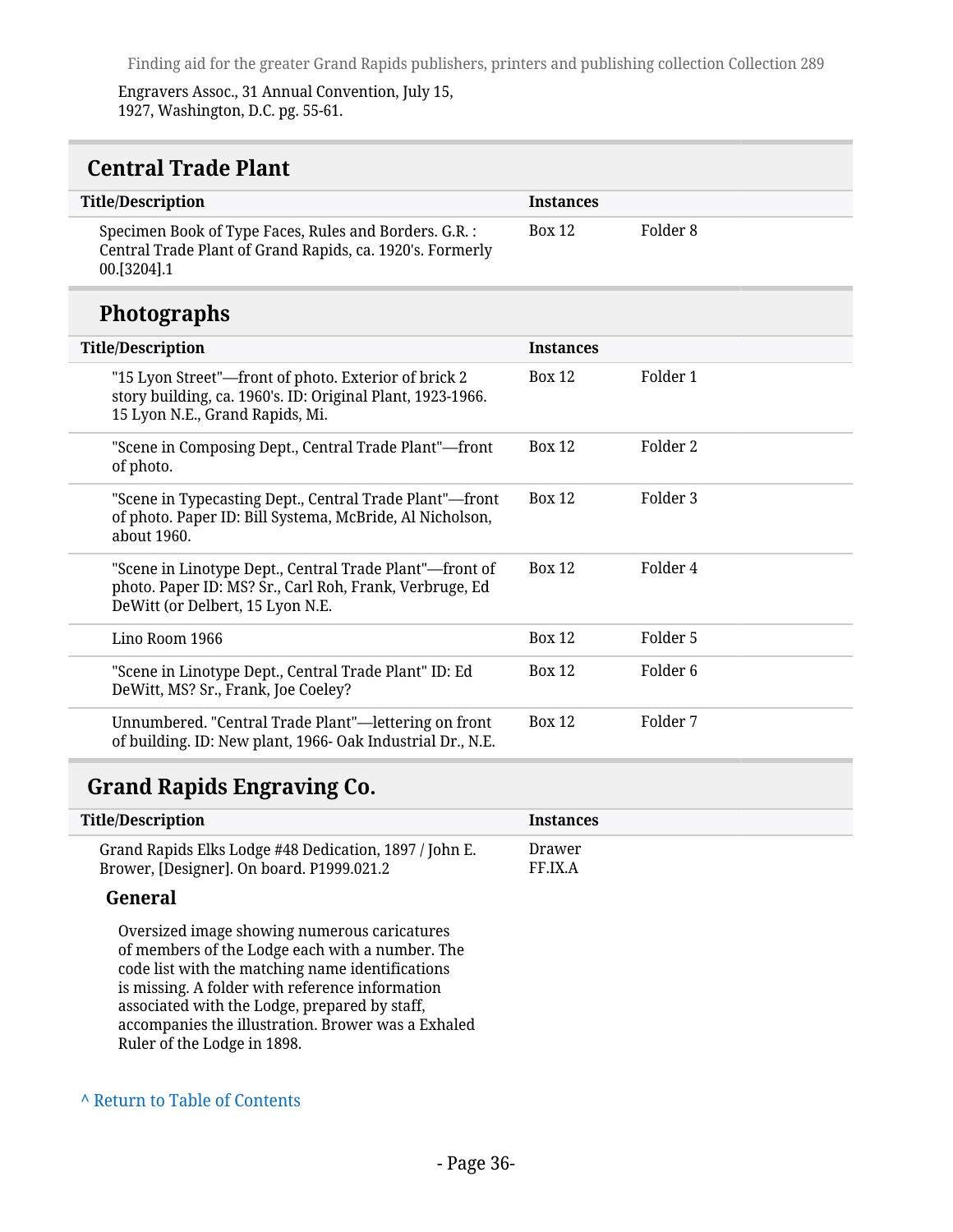Engravers Assoc., 31 Annual Convention, July 15, 1927, Washington, D.C. pg. 55-61.

## Central Trade Plant

| Title/Description | Instances | |
|---|---|---|
| Specimen Book of Type Faces, Rules and Borders. G.R. : Central Trade Plant of Grand Rapids, ca. 1920's. Formerly 00.[3204].1 | Box 12 | Folder 8 |

### Photographs

| Title/Description | Instances | |
|---|---|---|
| "15 Lyon Street"—front of photo. Exterior of brick 2 story building, ca. 1960's. ID: Original Plant, 1923-1966. 15 Lyon N.E., Grand Rapids, Mi. | Box 12 | Folder 1 |
| "Scene in Composing Dept., Central Trade Plant"—front of photo. | Box 12 | Folder 2 |
| "Scene in Typecasting Dept., Central Trade Plant"—front of photo. Paper ID: Bill Systema, McBride, Al Nicholson, about 1960. | Box 12 | Folder 3 |
| "Scene in Linotype Dept., Central Trade Plant"—front of photo. Paper ID: MS? Sr., Carl Roh, Frank, Verbruge, Ed DeWitt (or Delbert, 15 Lyon N.E. | Box 12 | Folder 4 |
| Lino Room 1966 | Box 12 | Folder 5 |
| "Scene in Linotype Dept., Central Trade Plant" ID: Ed DeWitt, MS? Sr., Frank, Joe Coeley? | Box 12 | Folder 6 |
| Unnumbered. "Central Trade Plant"—lettering on front of building. ID: New plant, 1966- Oak Industrial Dr., N.E. | Box 12 | Folder 7 |

## Grand Rapids Engraving Co.

| Title/Description | Instances |
|---|---|
| Grand Rapids Elks Lodge #48 Dedication, 1897 / John E. Brower, [Designer]. On board. P1999.021.2 | Drawer FF.IX.A |

#### General

Oversized image showing numerous caricatures of members of the Lodge each with a number. The code list with the matching name identifications is missing. A folder with reference information associated with the Lodge, prepared by staff, accompanies the illustration. Brower was a Exhaled Ruler of the Lodge in 1898.

^ Return to Table of Contents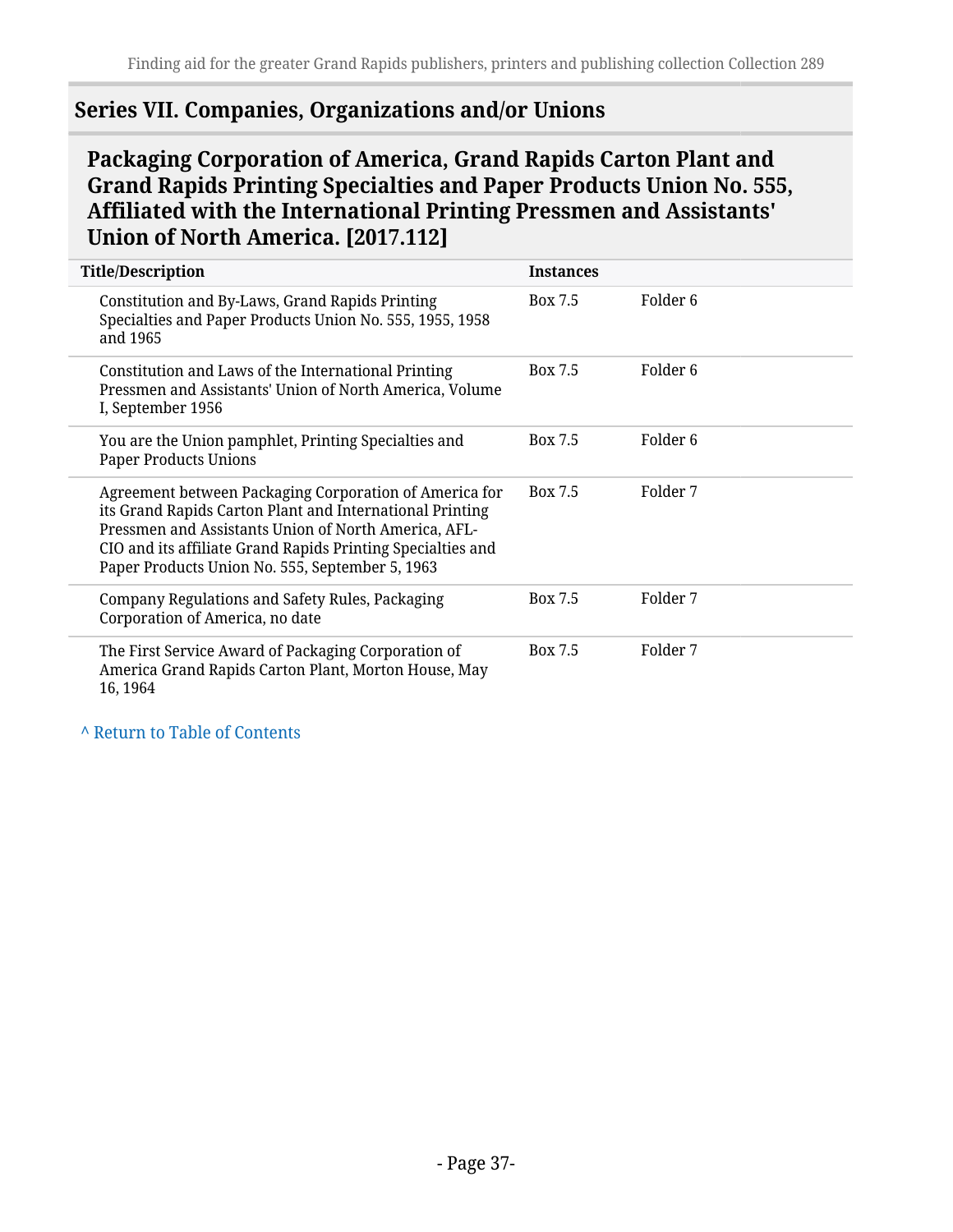## Series VII. Companies, Organizations and/or Unions

### Packaging Corporation of America, Grand Rapids Carton Plant and Grand Rapids Printing Specialties and Paper Products Union No. 555, Affiliated with the International Printing Pressmen and Assistants' Union of North America. [2017.112]

| Title/Description | Instances | |
|---|---|---|
| Constitution and By-Laws, Grand Rapids Printing Specialties and Paper Products Union No. 555, 1955, 1958 and 1965 | Box 7.5 | Folder 6 |
| Constitution and Laws of the International Printing Pressmen and Assistants' Union of North America, Volume I, September 1956 | Box 7.5 | Folder 6 |
| You are the Union pamphlet, Printing Specialties and Paper Products Unions | Box 7.5 | Folder 6 |
| Agreement between Packaging Corporation of America for its Grand Rapids Carton Plant and International Printing Pressmen and Assistants Union of North America, AFL-CIO and its affiliate Grand Rapids Printing Specialties and Paper Products Union No. 555, September 5, 1963 | Box 7.5 | Folder 7 |
| Company Regulations and Safety Rules, Packaging Corporation of America, no date | Box 7.5 | Folder 7 |
| The First Service Award of Packaging Corporation of America Grand Rapids Carton Plant, Morton House, May 16, 1964 | Box 7.5 | Folder 7 |

^ Return to Table of Contents